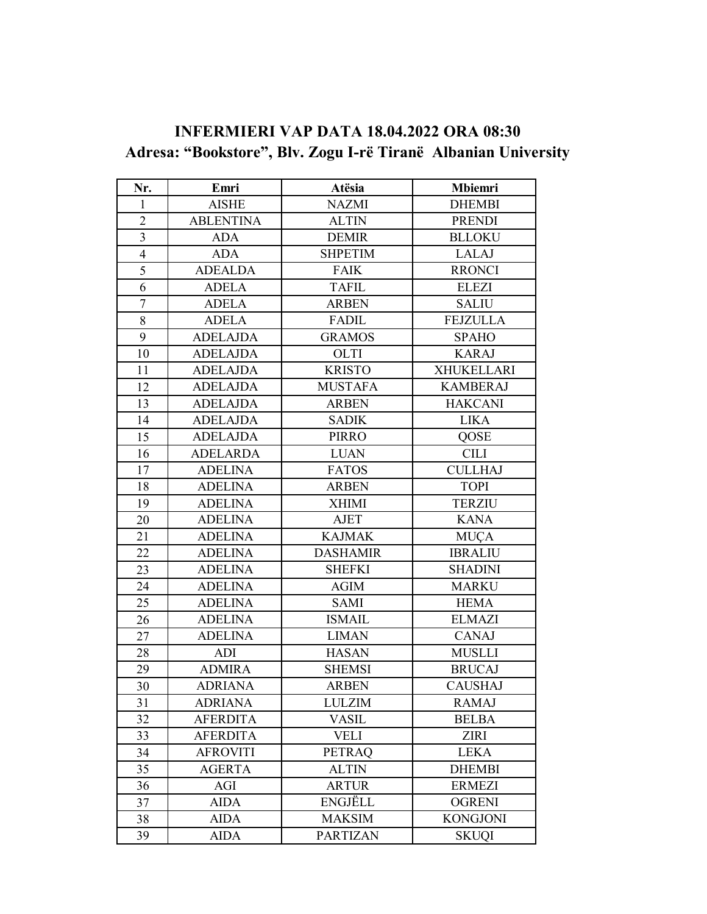# INFERMIERI VAP DATA 18.04.2022 ORA 08:30
## Adresa: "Bookstore", Blv. Zogu I-rë Tiranë Albanian University

| Nr. | Emri | Atësia | Mbiemri |
|---|---|---|---|
| 1 | AISHE | NAZMI | DHEMBI |
| 2 | ABLENTINA | ALTIN | PRENDI |
| 3 | ADA | DEMIR | BLLOKU |
| 4 | ADA | SHPETIM | LALAJ |
| 5 | ADEALDA | FAIK | RRONCI |
| 6 | ADELA | TAFIL | ELEZI |
| 7 | ADELA | ARBEN | SALIU |
| 8 | ADELA | FADIL | FEJZULLA |
| 9 | ADELAJDA | GRAMOS | SPAHO |
| 10 | ADELAJDA | OLTI | KARAJ |
| 11 | ADELAJDA | KRISTO | XHUKELLARI |
| 12 | ADELAJDA | MUSTAFA | KAMBERAJ |
| 13 | ADELAJDA | ARBEN | HAKCANI |
| 14 | ADELAJDA | SADIK | LIKA |
| 15 | ADELAJDA | PIRRO | QOSE |
| 16 | ADELARDA | LUAN | CILI |
| 17 | ADELINA | FATOS | CULLHAJ |
| 18 | ADELINA | ARBEN | TOPI |
| 19 | ADELINA | XHIMI | TERZIU |
| 20 | ADELINA | AJET | KANA |
| 21 | ADELINA | KAJMAK | MUÇA |
| 22 | ADELINA | DASHAMIR | IBRALIU |
| 23 | ADELINA | SHEFKI | SHADINI |
| 24 | ADELINA | AGIM | MARKU |
| 25 | ADELINA | SAMI | HEMA |
| 26 | ADELINA | ISMAIL | ELMAZI |
| 27 | ADELINA | LIMAN | CANAJ |
| 28 | ADI | HASAN | MUSLLI |
| 29 | ADMIRA | SHEMSI | BRUCAJ |
| 30 | ADRIANA | ARBEN | CAUSHAJ |
| 31 | ADRIANA | LULZIM | RAMAJ |
| 32 | AFERDITA | VASIL | BELBA |
| 33 | AFERDITA | VELI | ZIRI |
| 34 | AFROVITI | PETRAQ | LEKA |
| 35 | AGERTA | ALTIN | DHEMBI |
| 36 | AGI | ARTUR | ERMEZI |
| 37 | AIDA | ENGJËLL | OGRENI |
| 38 | AIDA | MAKSIM | KONGJONI |
| 39 | AIDA | PARTIZAN | SKUQI |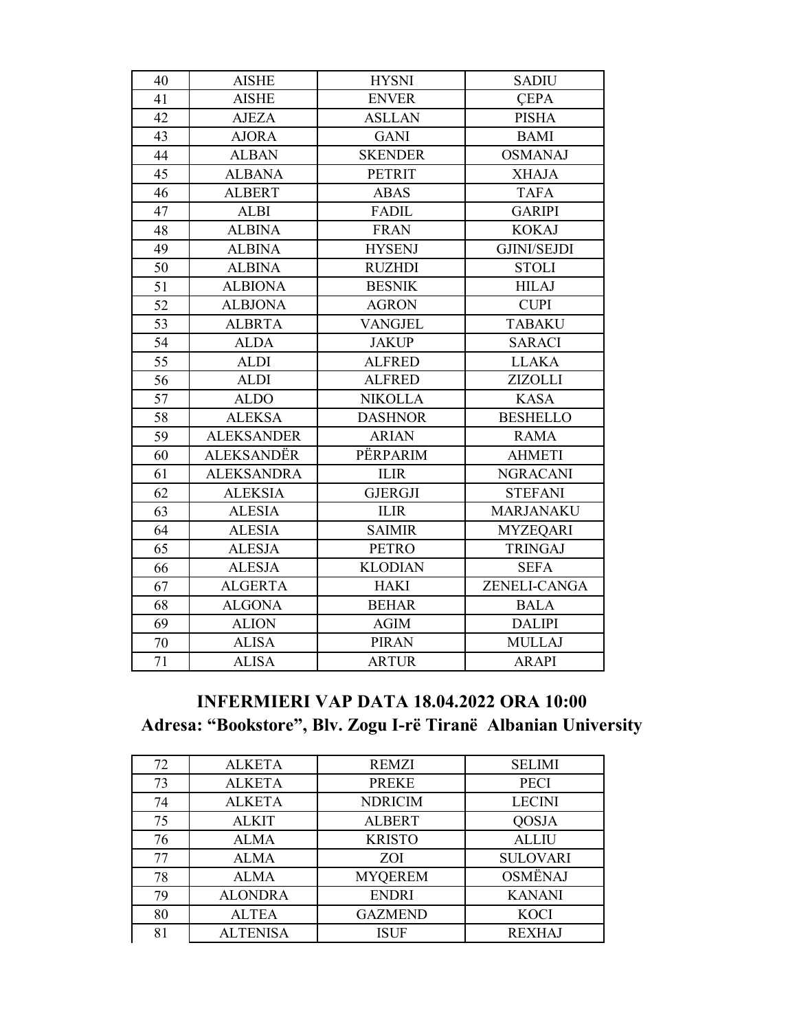| 40 | AISHE | HYSNI | SADIU |
|---|---|---|---|
| 41 | AISHE | ENVER | ÇEPA |
| 42 | AJEZA | ASLLAN | PISHA |
| 43 | AJORA | GANI | BAMI |
| 44 | ALBAN | SKENDER | OSMANAJ |
| 45 | ALBANA | PETRIT | XHAJA |
| 46 | ALBERT | ABAS | TAFA |
| 47 | ALBI | FADIL | GARIPI |
| 48 | ALBINA | FRAN | KOKAJ |
| 49 | ALBINA | HYSENJ | GJINI/SEJDI |
| 50 | ALBINA | RUZHDI | STOLI |
| 51 | ALBIONA | BESNIK | HILAJ |
| 52 | ALBJONA | AGRON | CUPI |
| 53 | ALBRTA | VANGJEL | TABAKU |
| 54 | ALDA | JAKUP | SARACI |
| 55 | ALDI | ALFRED | LLAKA |
| 56 | ALDI | ALFRED | ZIZOLLI |
| 57 | ALDO | NIKOLLA | KASA |
| 58 | ALEKSA | DASHNOR | BESHELLO |
| 59 | ALEKSANDER | ARIAN | RAMA |
| 60 | ALEKSANDËR | PËRPARIM | AHMETI |
| 61 | ALEKSANDRA | ILIR | NGRACANI |
| 62 | ALEKSIA | GJERGJI | STEFANI |
| 63 | ALESIA | ILIR | MARJANAKU |
| 64 | ALESIA | SAIMIR | MYZEQARI |
| 65 | ALESJA | PETRO | TRINGAJ |
| 66 | ALESJA | KLODIAN | SEFA |
| 67 | ALGERTA | HAKI | ZENELI-CANGA |
| 68 | ALGONA | BEHAR | BALA |
| 69 | ALION | AGIM | DALIPI |
| 70 | ALISA | PIRAN | MULLAJ |
| 71 | ALISA | ARTUR | ARAPI |

## INFERMIERI VAP DATA 18.04.2022 ORA 10:00

## Adresa: "Bookstore", Blv. Zogu I-rë Tiranë Albanian University

| 72 | ALKETA | REMZI | SELIMI |
|---|---|---|---|
| 73 | ALKETA | PREKE | PECI |
| 74 | ALKETA | NDRICIM | LECINI |
| 75 | ALKIT | ALBERT | QOSJA |
| 76 | ALMA | KRISTO | ALLIU |
| 77 | ALMA | ZOI | SULOVARI |
| 78 | ALMA | MYQEREM | OSMËNAJ |
| 79 | ALONDRA | ENDRI | KANANI |
| 80 | ALTEA | GAZMEND | KOCI |
| 81 | ALTENISA | ISUF | REXHAJ |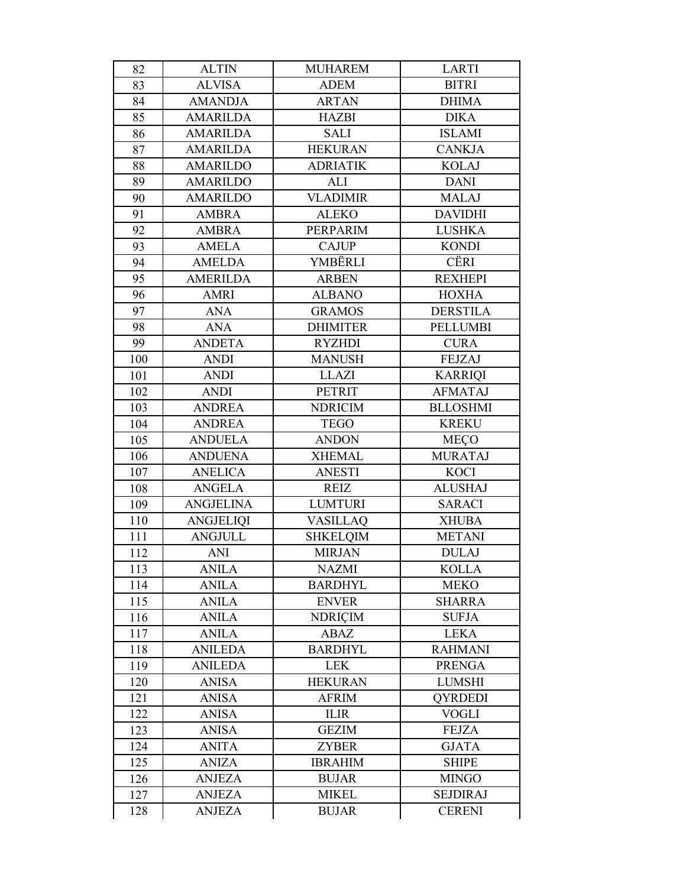| 82 | ALTIN | MUHAREM | LARTI |
|---|---|---|---|
| 83 | ALVISA | ADEM | BITRI |
| 84 | AMANDJA | ARTAN | DHIMA |
| 85 | AMARILDA | HAZBI | DIKA |
| 86 | AMARILDA | SALI | ISLAMI |
| 87 | AMARILDA | HEKURAN | CANKJA |
| 88 | AMARILDO | ADRIATIK | KOLAJ |
| 89 | AMARILDO | ALI | DANI |
| 90 | AMARILDO | VLADIMIR | MALAJ |
| 91 | AMBRA | ALEKO | DAVIDHI |
| 92 | AMBRA | PERPARIM | LUSHKA |
| 93 | AMELA | CAJUP | KONDI |
| 94 | AMELDA | YMBËRLI | CËRI |
| 95 | AMERILDA | ARBEN | REXHEPI |
| 96 | AMRI | ALBANO | HOXHA |
| 97 | ANA | GRAMOS | DERSTILA |
| 98 | ANA | DHIMITER | PELLUMBI |
| 99 | ANDETA | RYZHDI | CURA |
| 100 | ANDI | MANUSH | FEJZAJ |
| 101 | ANDI | LLAZI | KARRIQI |
| 102 | ANDI | PETRIT | AFMATAJ |
| 103 | ANDREA | NDRICIM | BLLOSHMI |
| 104 | ANDREA | TEGO | KREKU |
| 105 | ANDUELA | ANDON | MEÇO |
| 106 | ANDUENA | XHEMAL | MURATAJ |
| 107 | ANELICA | ANESTI | KOCI |
| 108 | ANGELA | REIZ | ALUSHAJ |
| 109 | ANGJELINA | LUMTURI | SARACI |
| 110 | ANGJELIQI | VASILLAQ | XHUBA |
| 111 | ANGJULL | SHKELQIM | METANI |
| 112 | ANI | MIRJAN | DULAJ |
| 113 | ANILA | NAZMI | KOLLA |
| 114 | ANILA | BARDHYL | MEKO |
| 115 | ANILA | ENVER | SHARRA |
| 116 | ANILA | NDRIÇIM | SUFJA |
| 117 | ANILA | ABAZ | LEKA |
| 118 | ANILEDA | BARDHYL | RAHMANI |
| 119 | ANILEDA | LEK | PRENGA |
| 120 | ANISA | HEKURAN | LUMSHI |
| 121 | ANISA | AFRIM | QYRDEDI |
| 122 | ANISA | ILIR | VOGLI |
| 123 | ANISA | GEZIM | FEJZA |
| 124 | ANITA | ZYBER | GJATA |
| 125 | ANIZA | IBRAHIM | SHIPE |
| 126 | ANJEZA | BUJAR | MINGO |
| 127 | ANJEZA | MIKEL | SEJDIRAJ |
| 128 | ANJEZA | BUJAR | CERENI |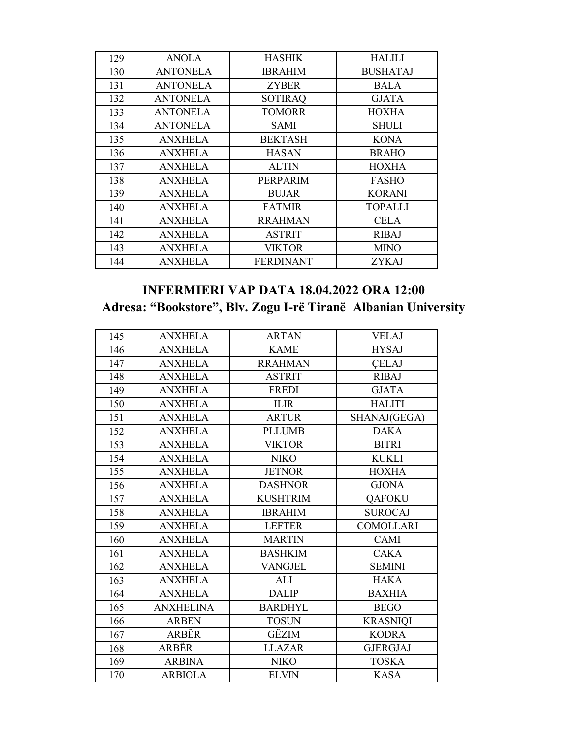| 129 | ANOLA | HASHIK | HALILI |
|---|---|---|---|
| 130 | ANTONELA | IBRAHIM | BUSHATAJ |
| 131 | ANTONELA | ZYBER | BALA |
| 132 | ANTONELA | SOTIRAQ | GJATA |
| 133 | ANTONELA | TOMORR | HOXHA |
| 134 | ANTONELA | SAMI | SHULI |
| 135 | ANXHELA | BEKTASH | KONA |
| 136 | ANXHELA | HASAN | BRAHO |
| 137 | ANXHELA | ALTIN | HOXHA |
| 138 | ANXHELA | PERPARIM | FASHO |
| 139 | ANXHELA | BUJAR | KORANI |
| 140 | ANXHELA | FATMIR | TOPALLI |
| 141 | ANXHELA | RRAHMAN | CELA |
| 142 | ANXHELA | ASTRIT | RIBAJ |
| 143 | ANXHELA | VIKTOR | MINO |
| 144 | ANXHELA | FERDINANT | ZYKAJ |

## INFERMIERI VAP DATA 18.04.2022 ORA 12:00
## Adresa: "Bookstore", Blv. Zogu I-rë Tiranë Albanian University

| 145 | ANXHELA | ARTAN | VELAJ |
|---|---|---|---|
| 146 | ANXHELA | KAME | HYSAJ |
| 147 | ANXHELA | RRAHMAN | ÇELAJ |
| 148 | ANXHELA | ASTRIT | RIBAJ |
| 149 | ANXHELA | FREDI | GJATA |
| 150 | ANXHELA | ILIR | HALITI |
| 151 | ANXHELA | ARTUR | SHANAJ(GEGA) |
| 152 | ANXHELA | PLLUMB | DAKA |
| 153 | ANXHELA | VIKTOR | BITRI |
| 154 | ANXHELA | NIKO | KUKLI |
| 155 | ANXHELA | JETNOR | HOXHA |
| 156 | ANXHELA | DASHNOR | GJONA |
| 157 | ANXHELA | KUSHTRIM | QAFOKU |
| 158 | ANXHELA | IBRAHIM | SUROCAJ |
| 159 | ANXHELA | LEFTER | COMOLLARI |
| 160 | ANXHELA | MARTIN | CAMI |
| 161 | ANXHELA | BASHKIM | CAKA |
| 162 | ANXHELA | VANGJEL | SEMINI |
| 163 | ANXHELA | ALI | HAKA |
| 164 | ANXHELA | DALIP | BAXHIA |
| 165 | ANXHELINA | BARDHYL | BEGO |
| 166 | ARBEN | TOSUN | KRASNIQI |
| 167 | ARBËR | GËZIM | KODRA |
| 168 | ARBËR | LLAZAR | GJERGJAJ |
| 169 | ARBINA | NIKO | TOSKA |
| 170 | ARBIOLA | ELVIN | KASA |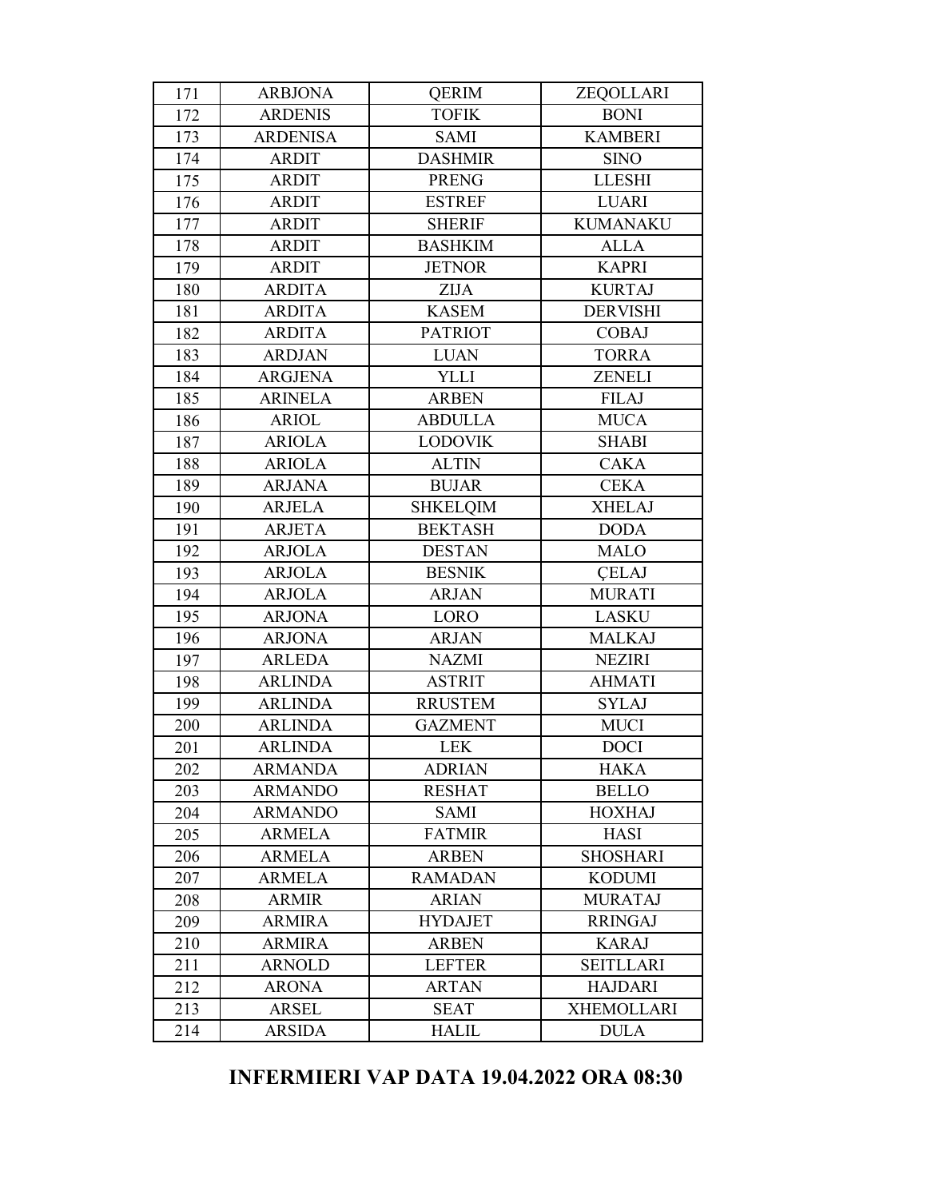| 171 | ARBJONA | QERIM | ZEQOLLARI |
|---|---|---|---|
| 172 | ARDENIS | TOFIK | BONI |
| 173 | ARDENISA | SAMI | KAMBERI |
| 174 | ARDIT | DASHMIR | SINO |
| 175 | ARDIT | PRENG | LLESHI |
| 176 | ARDIT | ESTREF | LUARI |
| 177 | ARDIT | SHERIF | KUMANAKU |
| 178 | ARDIT | BASHKIM | ALLA |
| 179 | ARDIT | JETNOR | KAPRI |
| 180 | ARDITA | ZIJA | KURTAJ |
| 181 | ARDITA | KASEM | DERVISHI |
| 182 | ARDITA | PATRIOT | COBAJ |
| 183 | ARDJAN | LUAN | TORRA |
| 184 | ARGJENA | YLLI | ZENELI |
| 185 | ARINELA | ARBEN | FILAJ |
| 186 | ARIOL | ABDULLA | MUCA |
| 187 | ARIOLA | LODOVIK | SHABI |
| 188 | ARIOLA | ALTIN | CAKA |
| 189 | ARJANA | BUJAR | CEKA |
| 190 | ARJELA | SHKELQIM | XHELAJ |
| 191 | ARJETA | BEKTASH | DODA |
| 192 | ARJOLA | DESTAN | MALO |
| 193 | ARJOLA | BESNIK | ÇELAJ |
| 194 | ARJOLA | ARJAN | MURATI |
| 195 | ARJONA | LORO | LASKU |
| 196 | ARJONA | ARJAN | MALKAJ |
| 197 | ARLEDA | NAZMI | NEZIRI |
| 198 | ARLINDA | ASTRIT | AHMATI |
| 199 | ARLINDA | RRUSTEM | SYLAJ |
| 200 | ARLINDA | GAZMENT | MUCI |
| 201 | ARLINDA | LEK | DOCI |
| 202 | ARMANDA | ADRIAN | HAKA |
| 203 | ARMANDO | RESHAT | BELLO |
| 204 | ARMANDO | SAMI | HOXHAJ |
| 205 | ARMELA | FATMIR | HASI |
| 206 | ARMELA | ARBEN | SHOSHARI |
| 207 | ARMELA | RAMADAN | KODUMI |
| 208 | ARMIR | ARIAN | MURATAJ |
| 209 | ARMIRA | HYDAJET | RRINGAJ |
| 210 | ARMIRA | ARBEN | KARAJ |
| 211 | ARNOLD | LEFTER | SEITLLARI |
| 212 | ARONA | ARTAN | HAJDARI |
| 213 | ARSEL | SEAT | XHEMOLLARI |
| 214 | ARSIDA | HALIL | DULA |

## INFERMIERI VAP DATA 19.04.2022 ORA 08:30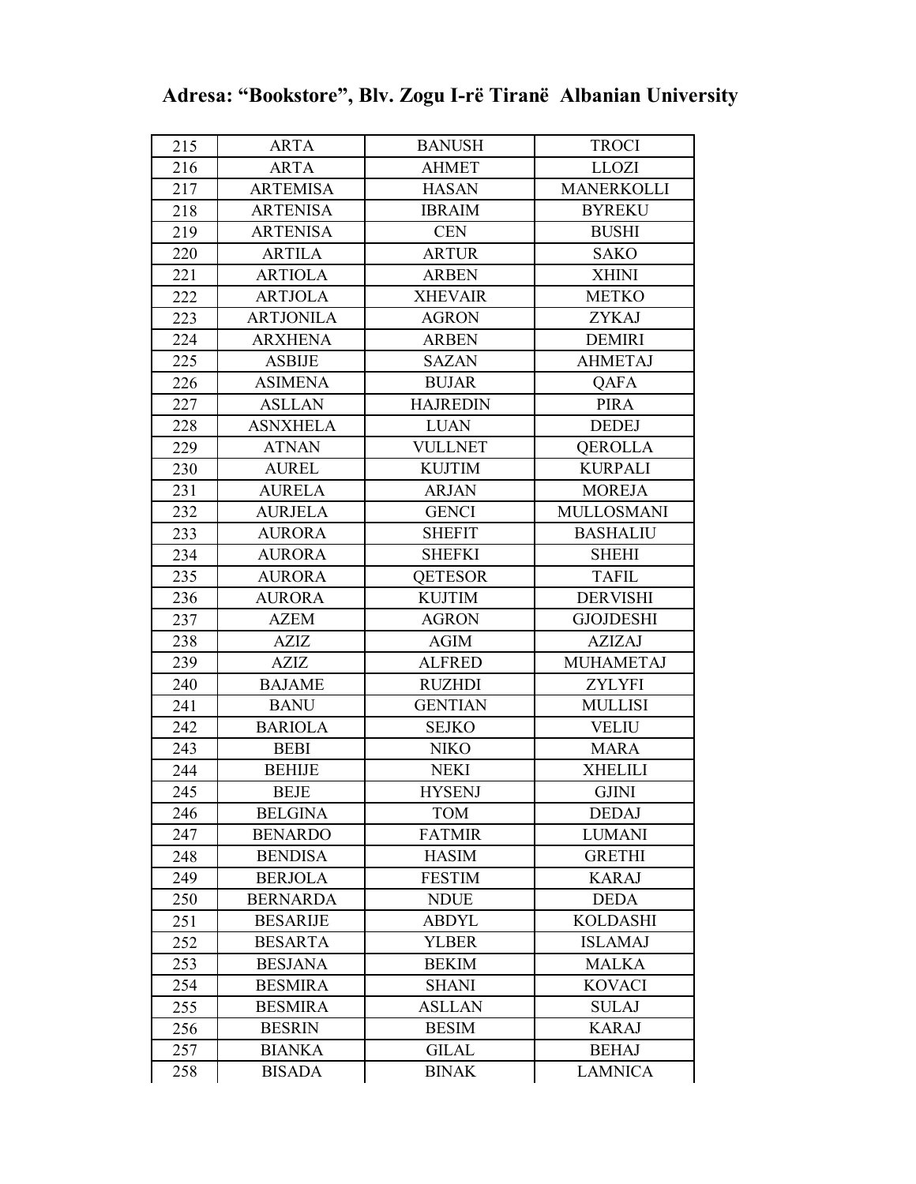## Adresa: "Bookstore", Blv. Zogu I-rë Tiranë  Albanian University

| | | | |
|---|---|---|---|
| 215 | ARTA | BANUSH | TROCI |
| 216 | ARTA | AHMET | LLOZI |
| 217 | ARTEMISA | HASAN | MANERKOLLI |
| 218 | ARTENISA | IBRAIM | BYREKU |
| 219 | ARTENISA | CEN | BUSHI |
| 220 | ARTILA | ARTUR | SAKO |
| 221 | ARTIOLA | ARBEN | XHINI |
| 222 | ARTJOLA | XHEVAIR | METKO |
| 223 | ARTJONILA | AGRON | ZYKAJ |
| 224 | ARXHENA | ARBEN | DEMIRI |
| 225 | ASBIJE | SAZAN | AHMETAJ |
| 226 | ASIMENA | BUJAR | QAFA |
| 227 | ASLLAN | HAJREDIN | PIRA |
| 228 | ASNXHELA | LUAN | DEDEJ |
| 229 | ATNAN | VULLNET | QEROLLA |
| 230 | AUREL | KUJTIM | KURPALI |
| 231 | AURELA | ARJAN | MOREJA |
| 232 | AURJELA | GENCI | MULLOSMANI |
| 233 | AURORA | SHEFIT | BASHALIU |
| 234 | AURORA | SHEFKI | SHEHI |
| 235 | AURORA | QETESOR | TAFIL |
| 236 | AURORA | KUJTIM | DERVISHI |
| 237 | AZEM | AGRON | GJOJDESHI |
| 238 | AZIZ | AGIM | AZIZAJ |
| 239 | AZIZ | ALFRED | MUHAMETAJ |
| 240 | BAJAME | RUZHDI | ZYLYFI |
| 241 | BANU | GENTIAN | MULLISI |
| 242 | BARIOLA | SEJKO | VELIU |
| 243 | BEBI | NIKO | MARA |
| 244 | BEHIJE | NEKI | XHELILI |
| 245 | BEJE | HYSENJ | GJINI |
| 246 | BELGINA | TOM | DEDAJ |
| 247 | BENARDO | FATMIR | LUMANI |
| 248 | BENDISA | HASIM | GRETHI |
| 249 | BERJOLA | FESTIM | KARAJ |
| 250 | BERNARDA | NDUE | DEDA |
| 251 | BESARIJE | ABDYL | KOLDASHI |
| 252 | BESARTA | YLBER | ISLAMAJ |
| 253 | BESJANA | BEKIM | MALKA |
| 254 | BESMIRA | SHANI | KOVACI |
| 255 | BESMIRA | ASLLAN | SULAJ |
| 256 | BESRIN | BESIM | KARAJ |
| 257 | BIANKA | GILAL | BEHAJ |
| 258 | BISADA | BINAK | LAMNICA |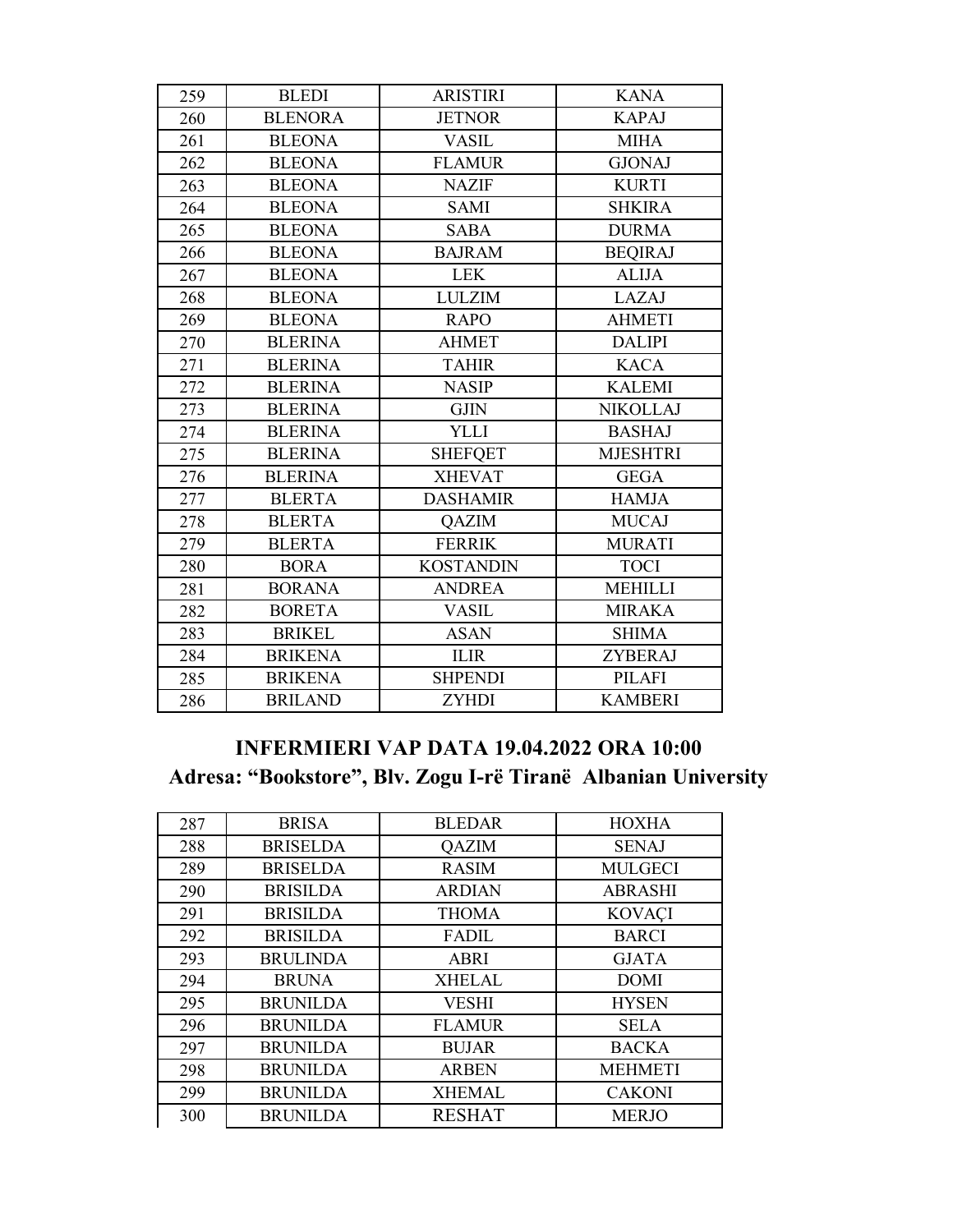| 259 | BLEDI | ARISTIRI | KANA |
|---|---|---|---|
| 260 | BLENORA | JETNOR | KAPAJ |
| 261 | BLEONA | VASIL | MIHA |
| 262 | BLEONA | FLAMUR | GJONAJ |
| 263 | BLEONA | NAZIF | KURTI |
| 264 | BLEONA | SAMI | SHKIRA |
| 265 | BLEONA | SABA | DURMA |
| 266 | BLEONA | BAJRAM | BEQIRAJ |
| 267 | BLEONA | LEK | ALIJA |
| 268 | BLEONA | LULZIM | LAZAJ |
| 269 | BLEONA | RAPO | AHMETI |
| 270 | BLERINA | AHMET | DALIPI |
| 271 | BLERINA | TAHIR | KACA |
| 272 | BLERINA | NASIP | KALEMI |
| 273 | BLERINA | GJIN | NIKOLLAJ |
| 274 | BLERINA | YLLI | BASHAJ |
| 275 | BLERINA | SHEFQET | MJESHTRI |
| 276 | BLERINA | XHEVAT | GEGA |
| 277 | BLERTA | DASHAMIR | HAMJA |
| 278 | BLERTA | QAZIM | MUCAJ |
| 279 | BLERTA | FERRIK | MURATI |
| 280 | BORA | KOSTANDIN | TOCI |
| 281 | BORANA | ANDREA | MEHILLI |
| 282 | BORETA | VASIL | MIRAKA |
| 283 | BRIKEL | ASAN | SHIMA |
| 284 | BRIKENA | ILIR | ZYBERAJ |
| 285 | BRIKENA | SHPENDI | PILAFI |
| 286 | BRILAND | ZYHDI | KAMBERI |

## INFERMIERI VAP DATA 19.04.2022 ORA 10:00

## Adresa: "Bookstore", Blv. Zogu I-rë Tiranë Albanian University

| 287 | BRISA | BLEDAR | HOXHA |
|---|---|---|---|
| 288 | BRISELDA | QAZIM | SENAJ |
| 289 | BRISELDA | RASIM | MULGECI |
| 290 | BRISILDA | ARDIAN | ABRASHI |
| 291 | BRISILDA | THOMA | KOVAÇI |
| 292 | BRISILDA | FADIL | BARCI |
| 293 | BRULINDA | ABRI | GJATA |
| 294 | BRUNA | XHELAL | DOMI |
| 295 | BRUNILDA | VESHI | HYSEN |
| 296 | BRUNILDA | FLAMUR | SELA |
| 297 | BRUNILDA | BUJAR | BACKA |
| 298 | BRUNILDA | ARBEN | MEHMETI |
| 299 | BRUNILDA | XHEMAL | CAKONI |
| 300 | BRUNILDA | RESHAT | MERJO |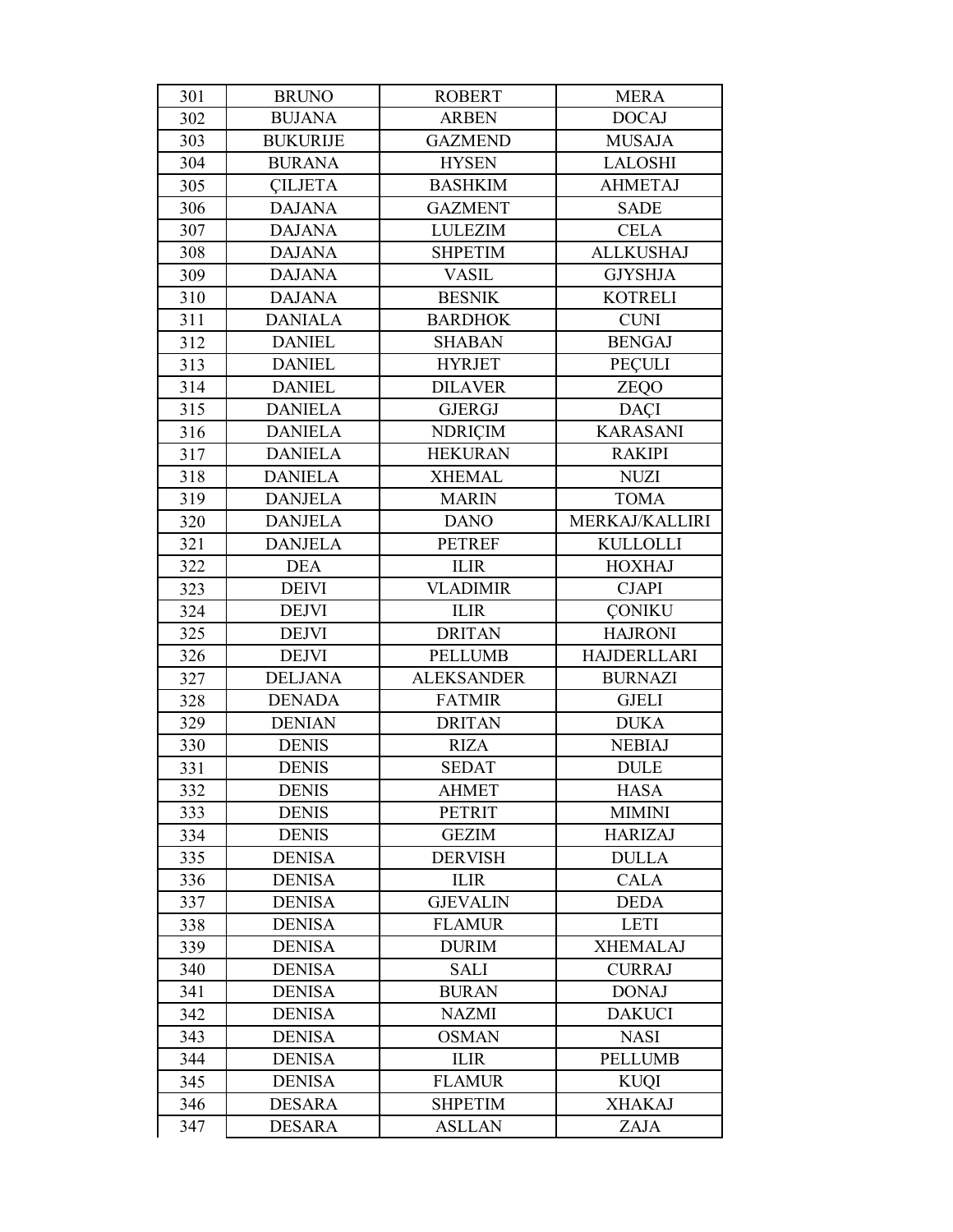| 301 | BRUNO | ROBERT | MERA |
|---|---|---|---|
| 302 | BUJANA | ARBEN | DOCAJ |
| 303 | BUKURIJE | GAZMEND | MUSAJA |
| 304 | BURANA | HYSEN | LALOSHI |
| 305 | ÇILJETA | BASHKIM | AHMETAJ |
| 306 | DAJANA | GAZMENT | SADE |
| 307 | DAJANA | LULEZIM | CELA |
| 308 | DAJANA | SHPETIM | ALLKUSHAJ |
| 309 | DAJANA | VASIL | GJYSHJA |
| 310 | DAJANA | BESNIK | KOTRELI |
| 311 | DANIALA | BARDHOK | CUNI |
| 312 | DANIEL | SHABAN | BENGAJ |
| 313 | DANIEL | HYRJET | PEÇULI |
| 314 | DANIEL | DILAVER | ZEQO |
| 315 | DANIELA | GJERGJ | DAÇI |
| 316 | DANIELA | NDRIÇIM | KARASANI |
| 317 | DANIELA | HEKURAN | RAKIPI |
| 318 | DANIELA | XHEMAL | NUZI |
| 319 | DANJELA | MARIN | TOMA |
| 320 | DANJELA | DANO | MERKAJ/KALLIRI |
| 321 | DANJELA | PETREF | KULLOLLI |
| 322 | DEA | ILIR | HOXHAJ |
| 323 | DEIVI | VLADIMIR | CJAPI |
| 324 | DEJVI | ILIR | ÇONIKU |
| 325 | DEJVI | DRITAN | HAJRONI |
| 326 | DEJVI | PELLUMB | HAJDERLLARI |
| 327 | DELJANA | ALEKSANDER | BURNAZI |
| 328 | DENADA | FATMIR | GJELI |
| 329 | DENIAN | DRITAN | DUKA |
| 330 | DENIS | RIZA | NEBIAJ |
| 331 | DENIS | SEDAT | DULE |
| 332 | DENIS | AHMET | HASA |
| 333 | DENIS | PETRIT | MIMINI |
| 334 | DENIS | GEZIM | HARIZAJ |
| 335 | DENISA | DERVISH | DULLA |
| 336 | DENISA | ILIR | CALA |
| 337 | DENISA | GJEVALIN | DEDA |
| 338 | DENISA | FLAMUR | LETI |
| 339 | DENISA | DURIM | XHEMALAJ |
| 340 | DENISA | SALI | CURRAJ |
| 341 | DENISA | BURAN | DONAJ |
| 342 | DENISA | NAZMI | DAKUCI |
| 343 | DENISA | OSMAN | NASI |
| 344 | DENISA | ILIR | PELLUMB |
| 345 | DENISA | FLAMUR | KUQI |
| 346 | DESARA | SHPETIM | XHAKAJ |
| 347 | DESARA | ASLLAN | ZAJA |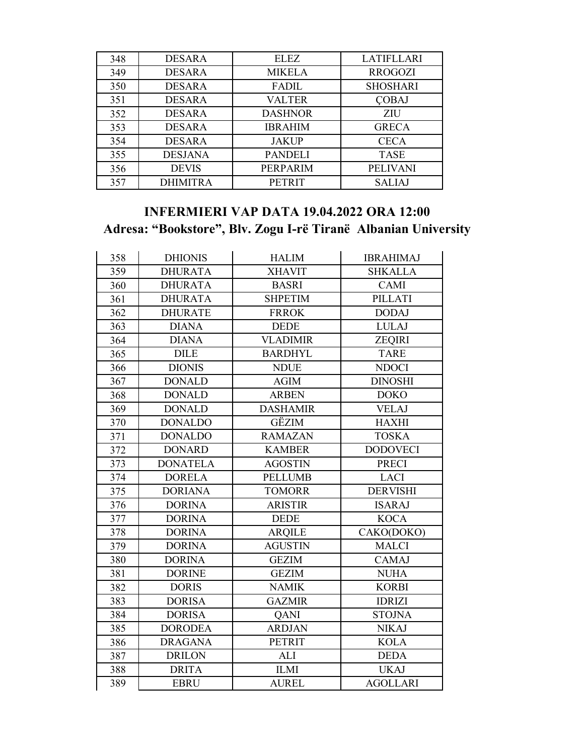| 348 | DESARA | ELEZ | LATIFLLARI |
|---|---|---|---|
| 349 | DESARA | MIKELA | RROGOZI |
| 350 | DESARA | FADIL | SHOSHARI |
| 351 | DESARA | VALTER | ÇOBAJ |
| 352 | DESARA | DASHNOR | ZIU |
| 353 | DESARA | IBRAHIM | GRECA |
| 354 | DESARA | JAKUP | CECA |
| 355 | DESJANA | PANDELI | TASE |
| 356 | DEVIS | PERPARIM | PELIVANI |
| 357 | DHIMITRA | PETRIT | SALIAJ |

## INFERMIERI VAP DATA 19.04.2022 ORA 12:00
## Adresa: "Bookstore", Blv. Zogu I-rë Tiranë Albanian University

| 358 | DHIONIS | HALIM | IBRAHIMAJ |
|---|---|---|---|
| 359 | DHURATA | XHAVIT | SHKALLA |
| 360 | DHURATA | BASRI | CAMI |
| 361 | DHURATA | SHPETIM | PILLATI |
| 362 | DHURATE | FRROK | DODAJ |
| 363 | DIANA | DEDE | LULAJ |
| 364 | DIANA | VLADIMIR | ZEQIRI |
| 365 | DILE | BARDHYL | TARE |
| 366 | DIONIS | NDUE | NDOCI |
| 367 | DONALD | AGIM | DINOSHI |
| 368 | DONALD | ARBEN | DOKO |
| 369 | DONALD | DASHAMIR | VELAJ |
| 370 | DONALDO | GËZIM | HAXHI |
| 371 | DONALDO | RAMAZAN | TOSKA |
| 372 | DONARD | KAMBER | DODOVECI |
| 373 | DONATELA | AGOSTIN | PRECI |
| 374 | DORELA | PELLUMB | LACI |
| 375 | DORIANA | TOMORR | DERVISHI |
| 376 | DORINA | ARISTIR | ISARAJ |
| 377 | DORINA | DEDE | KOCA |
| 378 | DORINA | ARQILE | CAKO(DOKO) |
| 379 | DORINA | AGUSTIN | MALCI |
| 380 | DORINA | GEZIM | CAMAJ |
| 381 | DORINE | GEZIM | NUHA |
| 382 | DORIS | NAMIK | KORBI |
| 383 | DORISA | GAZMIR | IDRIZI |
| 384 | DORISA | QANI | STOJNA |
| 385 | DORODEA | ARDJAN | NIKAJ |
| 386 | DRAGANA | PETRIT | KOLA |
| 387 | DRILON | ALI | DEDA |
| 388 | DRITA | ILMI | UKAJ |
| 389 | EBRU | AUREL | AGOLLARI |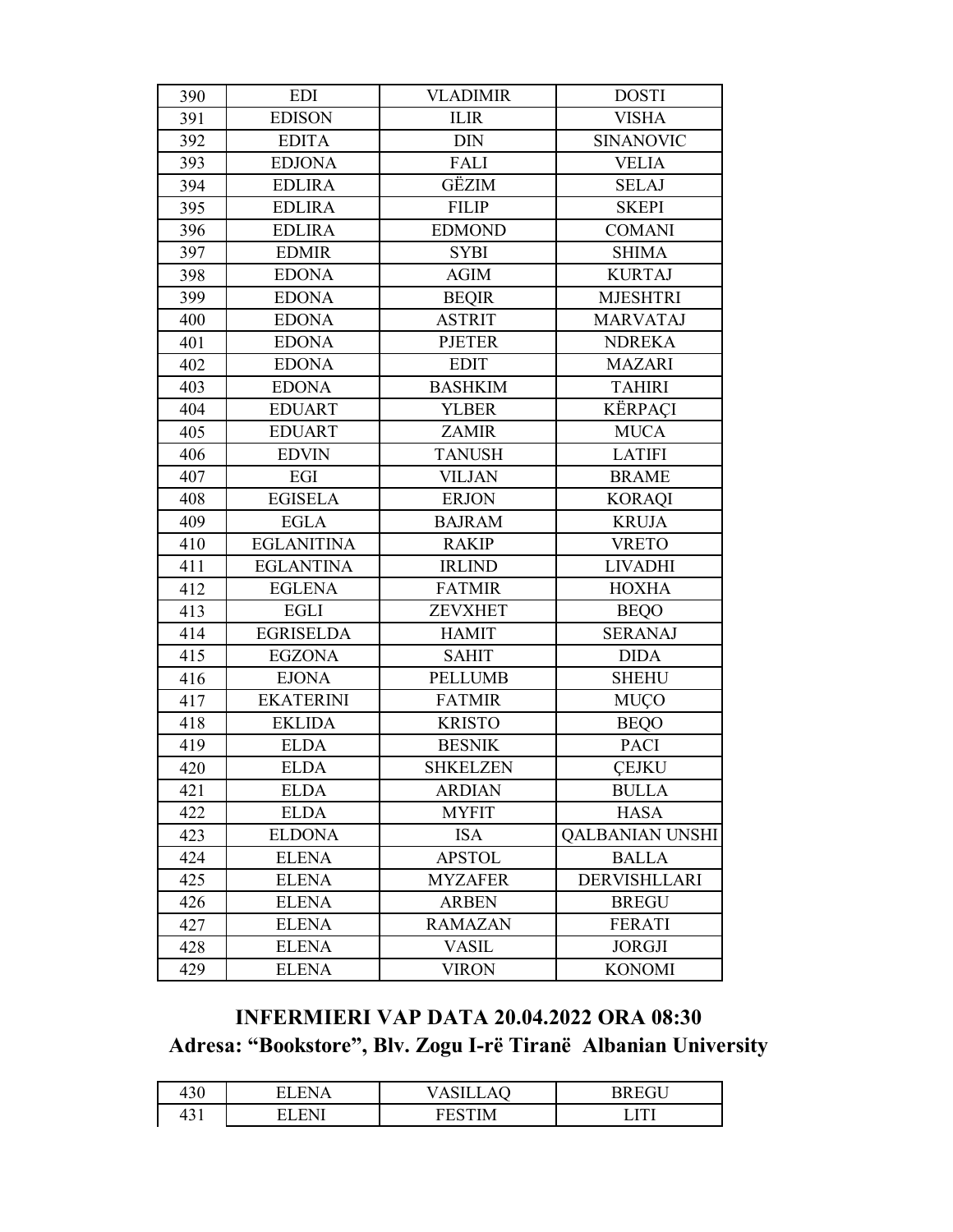| | | | |
|---|---|---|---|
| 390 | EDI | VLADIMIR | DOSTI |
| 391 | EDISON | ILIR | VISHA |
| 392 | EDITA | DIN | SINANOVIC |
| 393 | EDJONA | FALI | VELIA |
| 394 | EDLIRA | GËZIM | SELAJ |
| 395 | EDLIRA | FILIP | SKEPI |
| 396 | EDLIRA | EDMOND | COMANI |
| 397 | EDMIR | SYBI | SHIMA |
| 398 | EDONA | AGIM | KURTAJ |
| 399 | EDONA | BEQIR | MJESHTRI |
| 400 | EDONA | ASTRIT | MARVATAJ |
| 401 | EDONA | PJETER | NDREKA |
| 402 | EDONA | EDIT | MAZARI |
| 403 | EDONA | BASHKIM | TAHIRI |
| 404 | EDUART | YLBER | KËRPAÇI |
| 405 | EDUART | ZAMIR | MUCA |
| 406 | EDVIN | TANUSH | LATIFI |
| 407 | EGI | VILJAN | BRAME |
| 408 | EGISELA | ERJON | KORAQI |
| 409 | EGLA | BAJRAM | KRUJA |
| 410 | EGLANITINA | RAKIP | VRETO |
| 411 | EGLANTINA | IRLIND | LIVADHI |
| 412 | EGLENA | FATMIR | HOXHA |
| 413 | EGLI | ZEVXHET | BEQO |
| 414 | EGRISELDA | HAMIT | SERANAJ |
| 415 | EGZONA | SAHIT | DIDA |
| 416 | EJONA | PELLUMB | SHEHU |
| 417 | EKATERINI | FATMIR | MUÇO |
| 418 | EKLIDA | KRISTO | BEQO |
| 419 | ELDA | BESNIK | PACI |
| 420 | ELDA | SHKELZEN | ÇEJKU |
| 421 | ELDA | ARDIAN | BULLA |
| 422 | ELDA | MYFIT | HASA |
| 423 | ELDONA | ISA | QALBANIAN UNSHI |
| 424 | ELENA | APSTOL | BALLA |
| 425 | ELENA | MYZAFER | DERVISHLLARI |
| 426 | ELENA | ARBEN | BREGU |
| 427 | ELENA | RAMAZAN | FERATI |
| 428 | ELENA | VASIL | JORGJI |
| 429 | ELENA | VIRON | KONOMI |

## INFERMIERI VAP DATA 20.04.2022 ORA 08:30

## Adresa: "Bookstore", Blv. Zogu I-rë Tiranë Albanian University

| | | | |
|---|---|---|---|
| 430 | ELENA | VASILLAQ | BREGU |
| 431 | ELENI | FESTIM | LITI |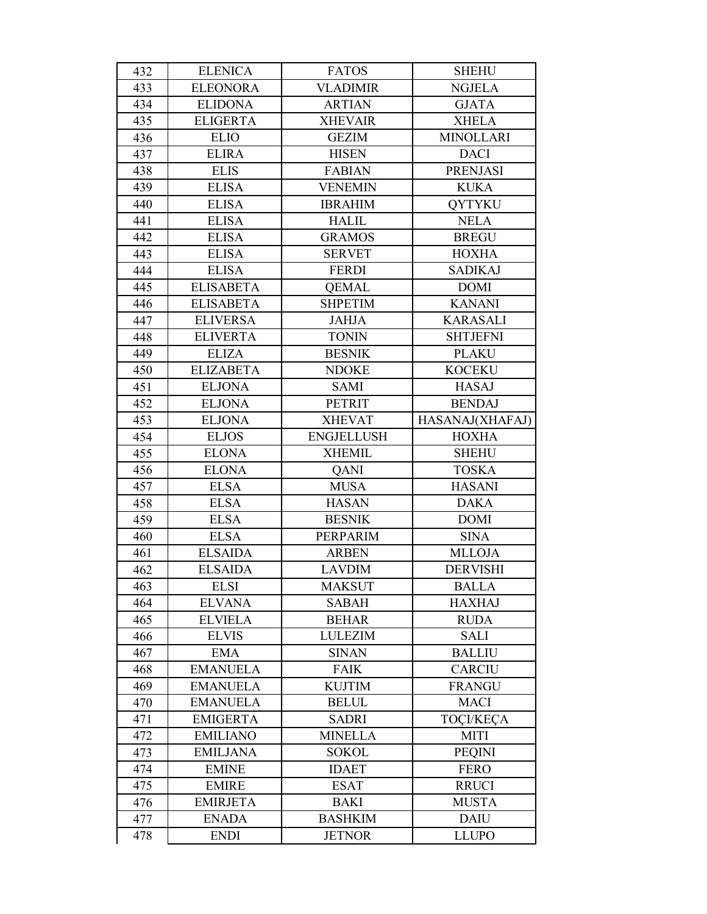| 432 | ELENICA | FATOS | SHEHU |
|---|---|---|---|
| 433 | ELEONORA | VLADIMIR | NGJELA |
| 434 | ELIDONA | ARTIAN | GJATA |
| 435 | ELIGERTA | XHEVAIR | XHELA |
| 436 | ELIO | GEZIM | MINOLLARI |
| 437 | ELIRA | HISEN | DACI |
| 438 | ELIS | FABIAN | PRENJASI |
| 439 | ELISA | VENEMIN | KUKA |
| 440 | ELISA | IBRAHIM | QYTYKU |
| 441 | ELISA | HALIL | NELA |
| 442 | ELISA | GRAMOS | BREGU |
| 443 | ELISA | SERVET | HOXHA |
| 444 | ELISA | FERDI | SADIKAJ |
| 445 | ELISABETA | QEMAL | DOMI |
| 446 | ELISABETA | SHPETIM | KANANI |
| 447 | ELIVERSA | JAHJA | KARASALI |
| 448 | ELIVERTA | TONIN | SHTJEFNI |
| 449 | ELIZA | BESNIK | PLAKU |
| 450 | ELIZABETA | NDOKE | KOCEKU |
| 451 | ELJONA | SAMI | HASAJ |
| 452 | ELJONA | PETRIT | BENDAJ |
| 453 | ELJONA | XHEVAT | HASANAJ(XHAFAJ) |
| 454 | ELJOS | ENGJELLUSH | HOXHA |
| 455 | ELONA | XHEMIL | SHEHU |
| 456 | ELONA | QANI | TOSKA |
| 457 | ELSA | MUSA | HASANI |
| 458 | ELSA | HASAN | DAKA |
| 459 | ELSA | BESNIK | DOMI |
| 460 | ELSA | PERPARIM | SINA |
| 461 | ELSAIDA | ARBEN | MLLOJA |
| 462 | ELSAIDA | LAVDIM | DERVISHI |
| 463 | ELSI | MAKSUT | BALLA |
| 464 | ELVANA | SABAH | HAXHAJ |
| 465 | ELVIELA | BEHAR | RUDA |
| 466 | ELVIS | LULEZIM | SALI |
| 467 | EMA | SINAN | BALLIU |
| 468 | EMANUELA | FAIK | CARCIU |
| 469 | EMANUELA | KUJTIM | FRANGU |
| 470 | EMANUELA | BELUL | MACI |
| 471 | EMIGERTA | SADRI | TOÇI/KEÇA |
| 472 | EMILIANO | MINELLA | MITI |
| 473 | EMILJANA | SOKOL | PEQINI |
| 474 | EMINE | IDAET | FERO |
| 475 | EMIRE | ESAT | RRUCI |
| 476 | EMIRJETA | BAKI | MUSTA |
| 477 | ENADA | BASHKIM | DAIU |
| 478 | ENDI | JETNOR | LLUPO |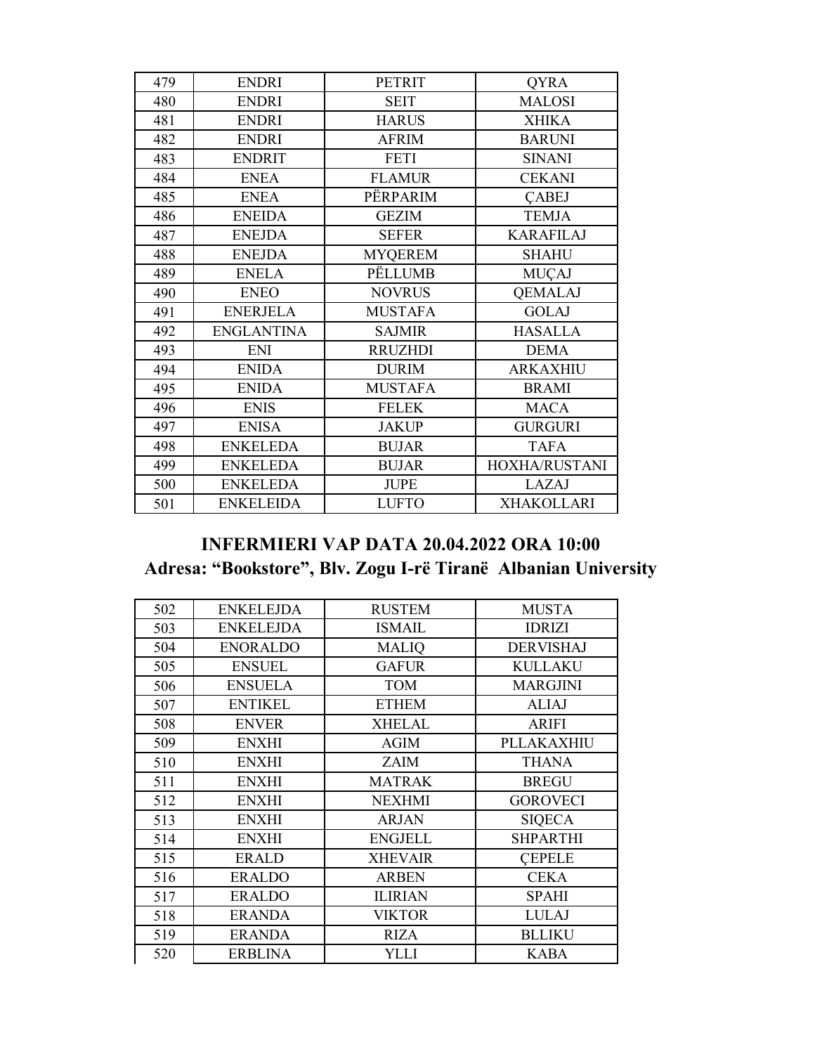| 479 | ENDRI | PETRIT | QYRA |
| --- | --- | --- | --- |
| 480 | ENDRI | SEIT | MALOSI |
| 481 | ENDRI | HARUS | XHIKA |
| 482 | ENDRI | AFRIM | BARUNI |
| 483 | ENDRIT | FETI | SINANI |
| 484 | ENEA | FLAMUR | CEKANI |
| 485 | ENEA | PËRPARIM | ÇABEJ |
| 486 | ENEIDA | GEZIM | TEMJA |
| 487 | ENEJDA | SEFER | KARAFILAJ |
| 488 | ENEJDA | MYQEREM | SHAHU |
| 489 | ENELA | PËLLUMB | MUÇAJ |
| 490 | ENEO | NOVRUS | QEMALAJ |
| 491 | ENERJELA | MUSTAFA | GOLAJ |
| 492 | ENGLANTINA | SAJMIR | HASALLA |
| 493 | ENI | RRUZHDI | DEMA |
| 494 | ENIDA | DURIM | ARKAXHIU |
| 495 | ENIDA | MUSTAFA | BRAMI |
| 496 | ENIS | FELEK | MACA |
| 497 | ENISA | JAKUP | GURGURI |
| 498 | ENKELEDA | BUJAR | TAFA |
| 499 | ENKELEDA | BUJAR | HOXHA/RUSTANI |
| 500 | ENKELEDA | JUPE | LAZAJ |
| 501 | ENKELEIDA | LUFTO | XHAKOLLARI |

## INFERMIERI VAP DATA 20.04.2022 ORA 10:00
## Adresa: "Bookstore", Blv. Zogu I-rë Tiranë Albanian University

| 502 | ENKELEJDA | RUSTEM | MUSTA |
| --- | --- | --- | --- |
| 503 | ENKELEJDA | ISMAIL | IDRIZI |
| 504 | ENORALDO | MALIQ | DERVISHAJ |
| 505 | ENSUEL | GAFUR | KULLAKU |
| 506 | ENSUELA | TOM | MARGJINI |
| 507 | ENTIKEL | ETHEM | ALIAJ |
| 508 | ENVER | XHELAL | ARIFI |
| 509 | ENXHI | AGIM | PLLAKAXHIU |
| 510 | ENXHI | ZAIM | THANA |
| 511 | ENXHI | MATRAK | BREGU |
| 512 | ENXHI | NEXHMI | GOROVECI |
| 513 | ENXHI | ARJAN | SIQECA |
| 514 | ENXHI | ENGJELL | SHPARTHI |
| 515 | ERALD | XHEVAIR | ÇEPELE |
| 516 | ERALDO | ARBEN | CEKA |
| 517 | ERALDO | ILIRIAN | SPAHI |
| 518 | ERANDA | VIKTOR | LULAJ |
| 519 | ERANDA | RIZA | BLLIKU |
| 520 | ERBLINA | YLLI | KABA |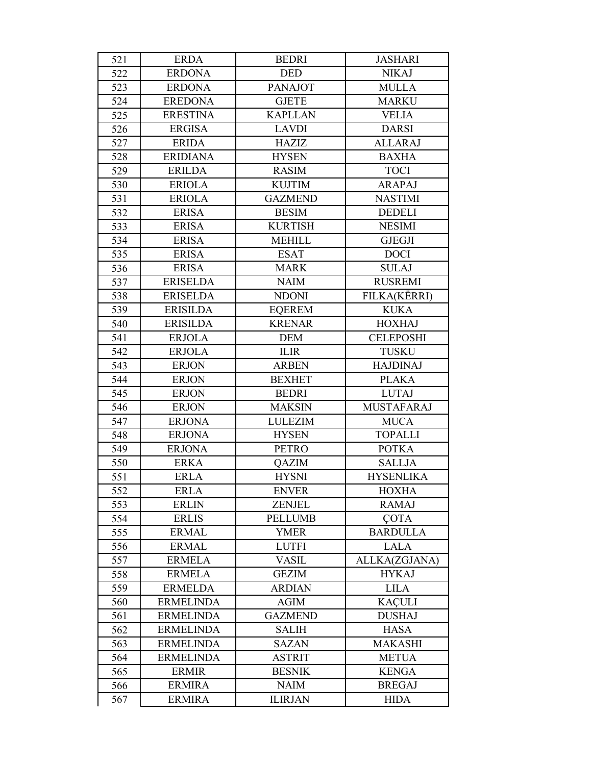| 521 | ERDA | BEDRI | JASHARI |
|---|---|---|---|
| 522 | ERDONA | DED | NIKAJ |
| 523 | ERDONA | PANAJOT | MULLA |
| 524 | EREDONA | GJETE | MARKU |
| 525 | ERESTINA | KAPLLAN | VELIA |
| 526 | ERGISA | LAVDI | DARSI |
| 527 | ERIDA | HAZIZ | ALLARAJ |
| 528 | ERIDIANA | HYSEN | BAXHA |
| 529 | ERILDA | RASIM | TOCI |
| 530 | ERIOLA | KUJTIM | ARAPAJ |
| 531 | ERIOLA | GAZMEND | NASTIMI |
| 532 | ERISA | BESIM | DEDELI |
| 533 | ERISA | KURTISH | NESIMI |
| 534 | ERISA | MEHILL | GJEGJI |
| 535 | ERISA | ESAT | DOCI |
| 536 | ERISA | MARK | SULAJ |
| 537 | ERISELDA | NAIM | RUSREMI |
| 538 | ERISELDA | NDONI | FILKA(KËRRI) |
| 539 | ERISILDA | EQEREM | KUKA |
| 540 | ERISILDA | KRENAR | HOXHAJ |
| 541 | ERJOLA | DEM | CELEPOSHI |
| 542 | ERJOLA | ILIR | TUSKU |
| 543 | ERJON | ARBEN | HAJDINAJ |
| 544 | ERJON | BEXHET | PLAKA |
| 545 | ERJON | BEDRI | LUTAJ |
| 546 | ERJON | MAKSIN | MUSTAFARAJ |
| 547 | ERJONA | LULEZIM | MUCA |
| 548 | ERJONA | HYSEN | TOPALLI |
| 549 | ERJONA | PETRO | POTKA |
| 550 | ERKA | QAZIM | SALLJA |
| 551 | ERLA | HYSNI | HYSENLIKA |
| 552 | ERLA | ENVER | HOXHA |
| 553 | ERLIN | ZENJEL | RAMAJ |
| 554 | ERLIS | PELLUMB | ÇOTA |
| 555 | ERMAL | YMER | BARDULLA |
| 556 | ERMAL | LUTFI | LALA |
| 557 | ERMELA | VASIL | ALLKA(ZGJANA) |
| 558 | ERMELA | GEZIM | HYKAJ |
| 559 | ERMELDA | ARDIAN | LILA |
| 560 | ERMELINDA | AGIM | KAÇULI |
| 561 | ERMELINDA | GAZMEND | DUSHAJ |
| 562 | ERMELINDA | SALIH | HASA |
| 563 | ERMELINDA | SAZAN | MAKASHI |
| 564 | ERMELINDA | ASTRIT | METUA |
| 565 | ERMIR | BESNIK | KENGA |
| 566 | ERMIRA | NAIM | BREGAJ |
| 567 | ERMIRA | ILIRJAN | HIDA |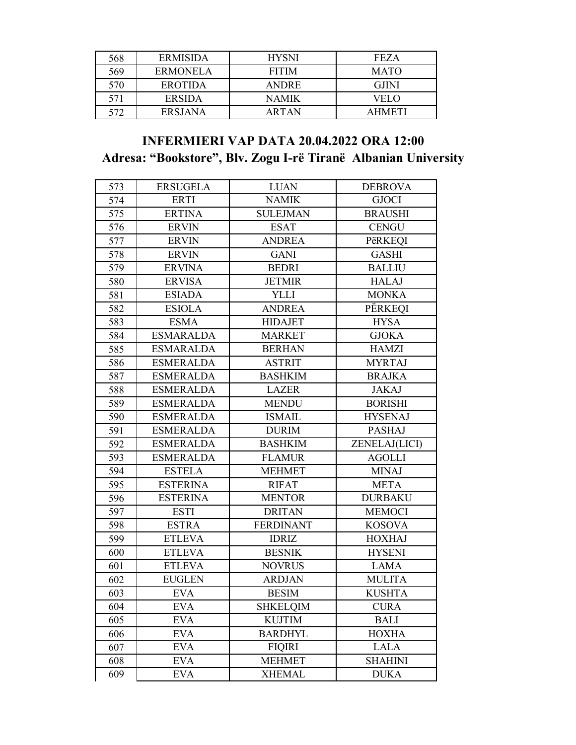| 568 | ERMISIDA | HYSNI | FEZA |
|---|---|---|---|
| 569 | ERMONELA | FITIM | MATO |
| 570 | EROTIDA | ANDRE | GJINI |
| 571 | ERSIDA | NAMIK | VELO |
| 572 | ERSJANA | ARTAN | AHMETI |

## INFERMIERI VAP DATA 20.04.2022 ORA 12:00
## Adresa: "Bookstore", Blv. Zogu I-rë Tiranë Albanian University

| 573 | ERSUGELA | LUAN | DEBROVA |
|---|---|---|---|
| 574 | ERTI | NAMIK | GJOCI |
| 575 | ERTINA | SULEJMAN | BRAUSHI |
| 576 | ERVIN | ESAT | CENGU |
| 577 | ERVIN | ANDREA | PëRKEQI |
| 578 | ERVIN | GANI | GASHI |
| 579 | ERVINA | BEDRI | BALLIU |
| 580 | ERVISA | JETMIR | HALAJ |
| 581 | ESIADA | YLLI | MONKA |
| 582 | ESIOLA | ANDREA | PËRKEQI |
| 583 | ESMA | HIDAJET | HYSA |
| 584 | ESMARALDA | MARKET | GJOKA |
| 585 | ESMARALDA | BERHAN | HAMZI |
| 586 | ESMERALDA | ASTRIT | MYRTAJ |
| 587 | ESMERALDA | BASHKIM | BRAJKA |
| 588 | ESMERALDA | LAZER | JAKAJ |
| 589 | ESMERALDA | MENDU | BORISHI |
| 590 | ESMERALDA | ISMAIL | HYSENAJ |
| 591 | ESMERALDA | DURIM | PASHAJ |
| 592 | ESMERALDA | BASHKIM | ZENELAJ(LICI) |
| 593 | ESMERALDA | FLAMUR | AGOLLI |
| 594 | ESTELA | MEHMET | MINAJ |
| 595 | ESTERINA | RIFAT | META |
| 596 | ESTERINA | MENTOR | DURBAKU |
| 597 | ESTI | DRITAN | MEMOCI |
| 598 | ESTRA | FERDINANT | KOSOVA |
| 599 | ETLEVA | IDRIZ | HOXHAJ |
| 600 | ETLEVA | BESNIK | HYSENI |
| 601 | ETLEVA | NOVRUS | LAMA |
| 602 | EUGLEN | ARDJAN | MULITA |
| 603 | EVA | BESIM | KUSHTA |
| 604 | EVA | SHKELQIM | CURA |
| 605 | EVA | KUJTIM | BALI |
| 606 | EVA | BARDHYL | HOXHA |
| 607 | EVA | FIQIRI | LALA |
| 608 | EVA | MEHMET | SHAHINI |
| 609 | EVA | XHEMAL | DUKA |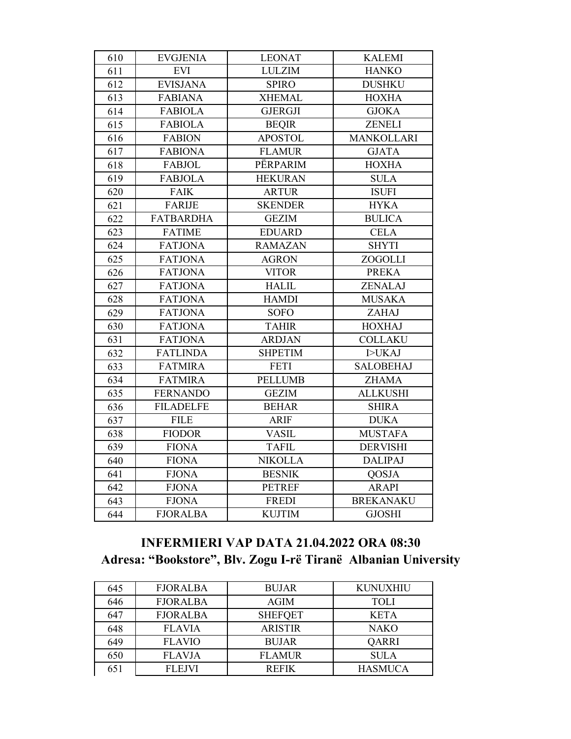| 610 | EVGJENIA | LEONAT | KALEMI |
|---|---|---|---|
| 611 | EVI | LULZIM | HANKO |
| 612 | EVISJANA | SPIRO | DUSHKU |
| 613 | FABIANA | XHEMAL | HOXHA |
| 614 | FABIOLA | GJERGJI | GJOKA |
| 615 | FABIOLA | BEQIR | ZENELI |
| 616 | FABION | APOSTOL | MANKOLLARI |
| 617 | FABIONA | FLAMUR | GJATA |
| 618 | FABJOL | PËRPARIM | HOXHA |
| 619 | FABJOLA | HEKURAN | SULA |
| 620 | FAIK | ARTUR | ISUFI |
| 621 | FARIJE | SKENDER | HYKA |
| 622 | FATBARDHA | GEZIM | BULICA |
| 623 | FATIME | EDUARD | CELA |
| 624 | FATJONA | RAMAZAN | SHYTI |
| 625 | FATJONA | AGRON | ZOGOLLI |
| 626 | FATJONA | VITOR | PREKA |
| 627 | FATJONA | HALIL | ZENALAJ |
| 628 | FATJONA | HAMDI | MUSAKA |
| 629 | FATJONA | SOFO | ZAHAJ |
| 630 | FATJONA | TAHIR | HOXHAJ |
| 631 | FATJONA | ARDJAN | COLLAKU |
| 632 | FATLINDA | SHPETIM | I>UKAJ |
| 633 | FATMIRA | FETI | SALOBEHAJ |
| 634 | FATMIRA | PELLUMB | ZHAMA |
| 635 | FERNANDO | GEZIM | ALLKUSHI |
| 636 | FILADELFE | BEHAR | SHIRA |
| 637 | FILE | ARIF | DUKA |
| 638 | FIODOR | VASIL | MUSTAFA |
| 639 | FIONA | TAFIL | DERVISHI |
| 640 | FIONA | NIKOLLA | DALIPAJ |
| 641 | FJONA | BESNIK | QOSJA |
| 642 | FJONA | PETREF | ARAPI |
| 643 | FJONA | FREDI | BREKANAKU |
| 644 | FJORALBA | KUJTIM | GJOSHI |

## INFERMIERI VAP DATA 21.04.2022 ORA 08:30
## Adresa: “Bookstore”, Blv. Zogu I-rë Tiranë Albanian University

| 645 | FJORALBA | BUJAR | KUNUXHIU |
|---|---|---|---|
| 646 | FJORALBA | AGIM | TOLI |
| 647 | FJORALBA | SHEFQET | KETA |
| 648 | FLAVIA | ARISTIR | NAKO |
| 649 | FLAVIO | BUJAR | QARRI |
| 650 | FLAVJA | FLAMUR | SULA |
| 651 | FLEJVI | REFIK | HASMUCA |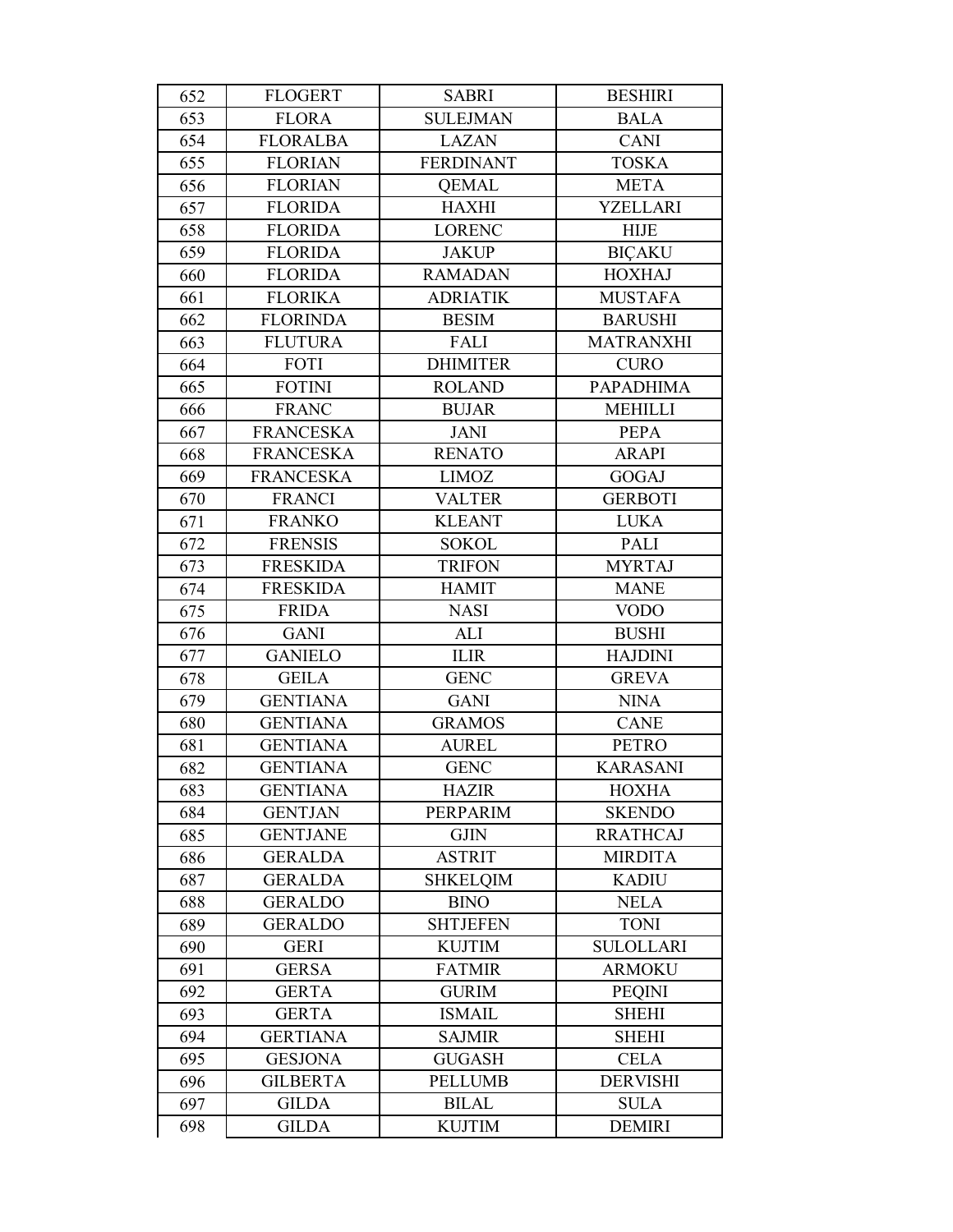| 652 | FLOGERT | SABRI | BESHIRI |
|---|---|---|---|
| 653 | FLORA | SULEJMAN | BALA |
| 654 | FLORALBA | LAZAN | CANI |
| 655 | FLORIAN | FERDINANT | TOSKA |
| 656 | FLORIAN | QEMAL | META |
| 657 | FLORIDA | HAXHI | YZELLARI |
| 658 | FLORIDA | LORENC | HIJE |
| 659 | FLORIDA | JAKUP | BIÇAKU |
| 660 | FLORIDA | RAMADAN | HOXHAJ |
| 661 | FLORIKA | ADRIATIK | MUSTAFA |
| 662 | FLORINDA | BESIM | BARUSHI |
| 663 | FLUTURA | FALI | MATRANXHI |
| 664 | FOTI | DHIMITER | CURO |
| 665 | FOTINI | ROLAND | PAPADHIMA |
| 666 | FRANC | BUJAR | MEHILLI |
| 667 | FRANCESKA | JANI | PEPA |
| 668 | FRANCESKA | RENATO | ARAPI |
| 669 | FRANCESKA | LIMOZ | GOGAJ |
| 670 | FRANCI | VALTER | GERBOTI |
| 671 | FRANKO | KLEANT | LUKA |
| 672 | FRENSIS | SOKOL | PALI |
| 673 | FRESKIDA | TRIFON | MYRTAJ |
| 674 | FRESKIDA | HAMIT | MANE |
| 675 | FRIDA | NASI | VODO |
| 676 | GANI | ALI | BUSHI |
| 677 | GANIELO | ILIR | HAJDINI |
| 678 | GEILA | GENC | GREVA |
| 679 | GENTIANA | GANI | NINA |
| 680 | GENTIANA | GRAMOS | CANE |
| 681 | GENTIANA | AUREL | PETRO |
| 682 | GENTIANA | GENC | KARASANI |
| 683 | GENTIANA | HAZIR | HOXHA |
| 684 | GENTJAN | PERPARIM | SKENDO |
| 685 | GENTJANE | GJIN | RRATHCAJ |
| 686 | GERALDA | ASTRIT | MIRDITA |
| 687 | GERALDA | SHKELQIM | KADIU |
| 688 | GERALDO | BINO | NELA |
| 689 | GERALDO | SHTJEFEN | TONI |
| 690 | GERI | KUJTIM | SULOLLARI |
| 691 | GERSA | FATMIR | ARMOKU |
| 692 | GERTA | GURIM | PEQINI |
| 693 | GERTA | ISMAIL | SHEHI |
| 694 | GERTIANA | SAJMIR | SHEHI |
| 695 | GESJONA | GUGASH | CELA |
| 696 | GILBERTA | PELLUMB | DERVISHI |
| 697 | GILDA | BILAL | SULA |
| 698 | GILDA | KUJTIM | DEMIRI |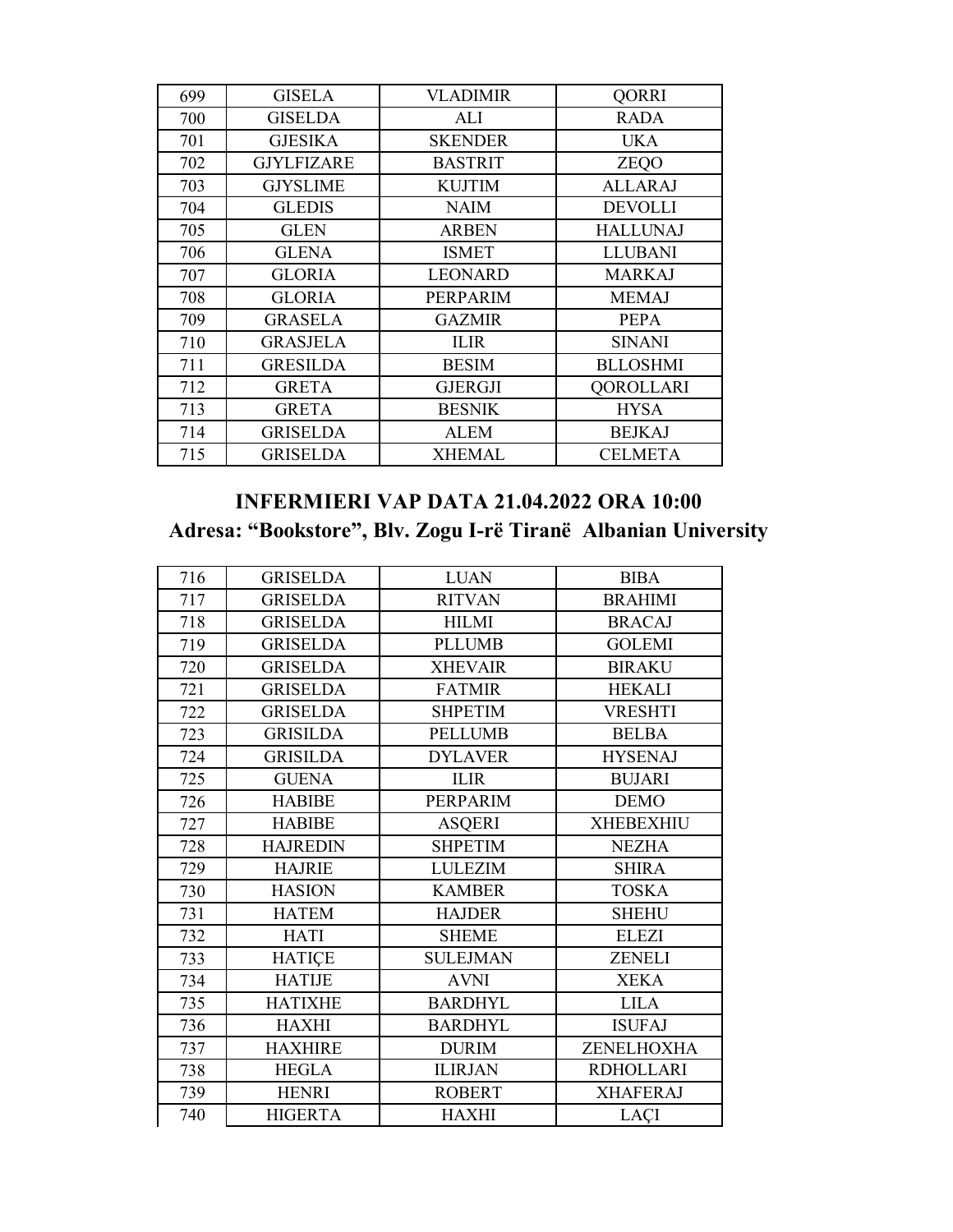| 699 | GISELA | VLADIMIR | QORRI |
|---|---|---|---|
| 700 | GISELDA | ALI | RADA |
| 701 | GJESIKA | SKENDER | UKA |
| 702 | GJYLFIZARE | BASTRIT | ZEQO |
| 703 | GJYSLIME | KUJTIM | ALLARAJ |
| 704 | GLEDIS | NAIM | DEVOLLI |
| 705 | GLEN | ARBEN | HALLUNAJ |
| 706 | GLENA | ISMET | LLUBANI |
| 707 | GLORIA | LEONARD | MARKAJ |
| 708 | GLORIA | PERPARIM | MEMAJ |
| 709 | GRASELA | GAZMIR | PEPA |
| 710 | GRASJELA | ILIR | SINANI |
| 711 | GRESILDA | BESIM | BLLOSHMI |
| 712 | GRETA | GJERGJI | QOROLLARI |
| 713 | GRETA | BESNIK | HYSA |
| 714 | GRISELDA | ALEM | BEJKAJ |
| 715 | GRISELDA | XHEMAL | CELMETA |

## INFERMIERI VAP DATA 21.04.2022 ORA 10:00

## Adresa: "Bookstore", Blv. Zogu I-rë Tiranë  Albanian University

| 716 | GRISELDA | LUAN | BIBA |
|---|---|---|---|
| 717 | GRISELDA | RITVAN | BRAHIMI |
| 718 | GRISELDA | HILMI | BRACAJ |
| 719 | GRISELDA | PLLUMB | GOLEMI |
| 720 | GRISELDA | XHEVAIR | BIRAKU |
| 721 | GRISELDA | FATMIR | HEKALI |
| 722 | GRISELDA | SHPETIM | VRESHTI |
| 723 | GRISILDA | PELLUMB | BELBA |
| 724 | GRISILDA | DYLAVER | HYSENAJ |
| 725 | GUENA | ILIR | BUJARI |
| 726 | HABIBE | PERPARIM | DEMO |
| 727 | HABIBE | ASQERI | XHEBEXHIU |
| 728 | HAJREDIN | SHPETIM | NEZHA |
| 729 | HAJRIE | LULEZIM | SHIRA |
| 730 | HASION | KAMBER | TOSKA |
| 731 | HATEM | HAJDER | SHEHU |
| 732 | HATI | SHEME | ELEZI |
| 733 | HATIÇE | SULEJMAN | ZENELI |
| 734 | HATIJE | AVNI | XEKA |
| 735 | HATIXHE | BARDHYL | LILA |
| 736 | HAXHI | BARDHYL | ISUFAJ |
| 737 | HAXHIRE | DURIM | ZENELHOXHA |
| 738 | HEGLA | ILIRJAN | RDHOLLARI |
| 739 | HENRI | ROBERT | XHAFERAJ |
| 740 | HIGERTA | HAXHI | LAÇI |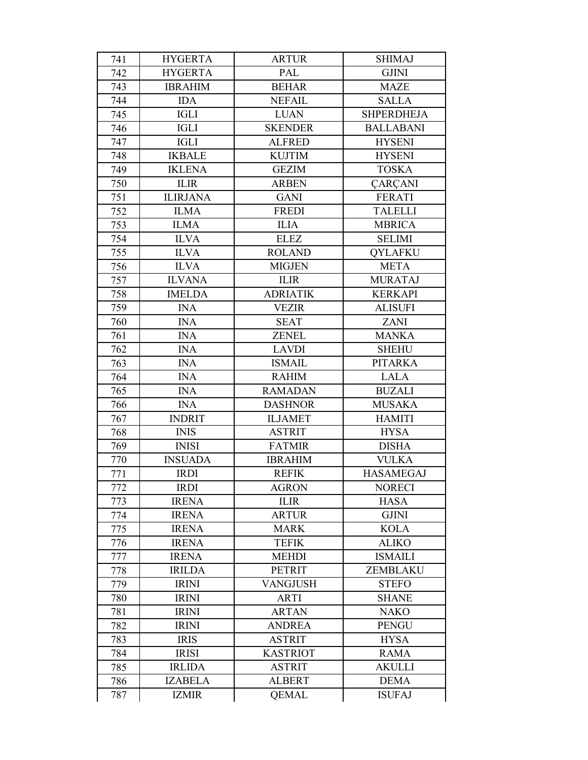| 741 | HYGERTA | ARTUR | SHIMAJ |
|---|---|---|---|
| 742 | HYGERTA | PAL | GJINI |
| 743 | IBRAHIM | BEHAR | MAZE |
| 744 | IDA | NEFAIL | SALLA |
| 745 | IGLI | LUAN | SHPERDHEJA |
| 746 | IGLI | SKENDER | BALLABANI |
| 747 | IGLI | ALFRED | HYSENI |
| 748 | IKBALE | KUJTIM | HYSENI |
| 749 | IKLENA | GEZIM | TOSKA |
| 750 | ILIR | ARBEN | ÇARÇANI |
| 751 | ILIRJANA | GANI | FERATI |
| 752 | ILMA | FREDI | TALELLI |
| 753 | ILMA | ILIA | MBRICA |
| 754 | ILVA | ELEZ | SELIMI |
| 755 | ILVA | ROLAND | QYLAFKU |
| 756 | ILVA | MIGJEN | META |
| 757 | ILVANA | ILIR | MURATAJ |
| 758 | IMELDA | ADRIATIK | KERKAPI |
| 759 | INA | VEZIR | ALISUFI |
| 760 | INA | SEAT | ZANI |
| 761 | INA | ZENEL | MANKA |
| 762 | INA | LAVDI | SHEHU |
| 763 | INA | ISMAIL | PITARKA |
| 764 | INA | RAHIM | LALA |
| 765 | INA | RAMADAN | BUZALI |
| 766 | INA | DASHNOR | MUSAKA |
| 767 | INDRIT | ILJAMET | HAMITI |
| 768 | INIS | ASTRIT | HYSA |
| 769 | INISI | FATMIR | DISHA |
| 770 | INSUADA | IBRAHIM | VULKA |
| 771 | IRDI | REFIK | HASAMEGAJ |
| 772 | IRDI | AGRON | NORECI |
| 773 | IRENA | ILIR | HASA |
| 774 | IRENA | ARTUR | GJINI |
| 775 | IRENA | MARK | KOLA |
| 776 | IRENA | TEFIK | ALIKO |
| 777 | IRENA | MEHDI | ISMAILI |
| 778 | IRILDA | PETRIT | ZEMBLAKU |
| 779 | IRINI | VANGJUSH | STEFO |
| 780 | IRINI | ARTI | SHANE |
| 781 | IRINI | ARTAN | NAKO |
| 782 | IRINI | ANDREA | PENGU |
| 783 | IRIS | ASTRIT | HYSA |
| 784 | IRISI | KASTRIOT | RAMA |
| 785 | IRLIDA | ASTRIT | AKULLI |
| 786 | IZABELA | ALBERT | DEMA |
| 787 | IZMIR | QEMAL | ISUFAJ |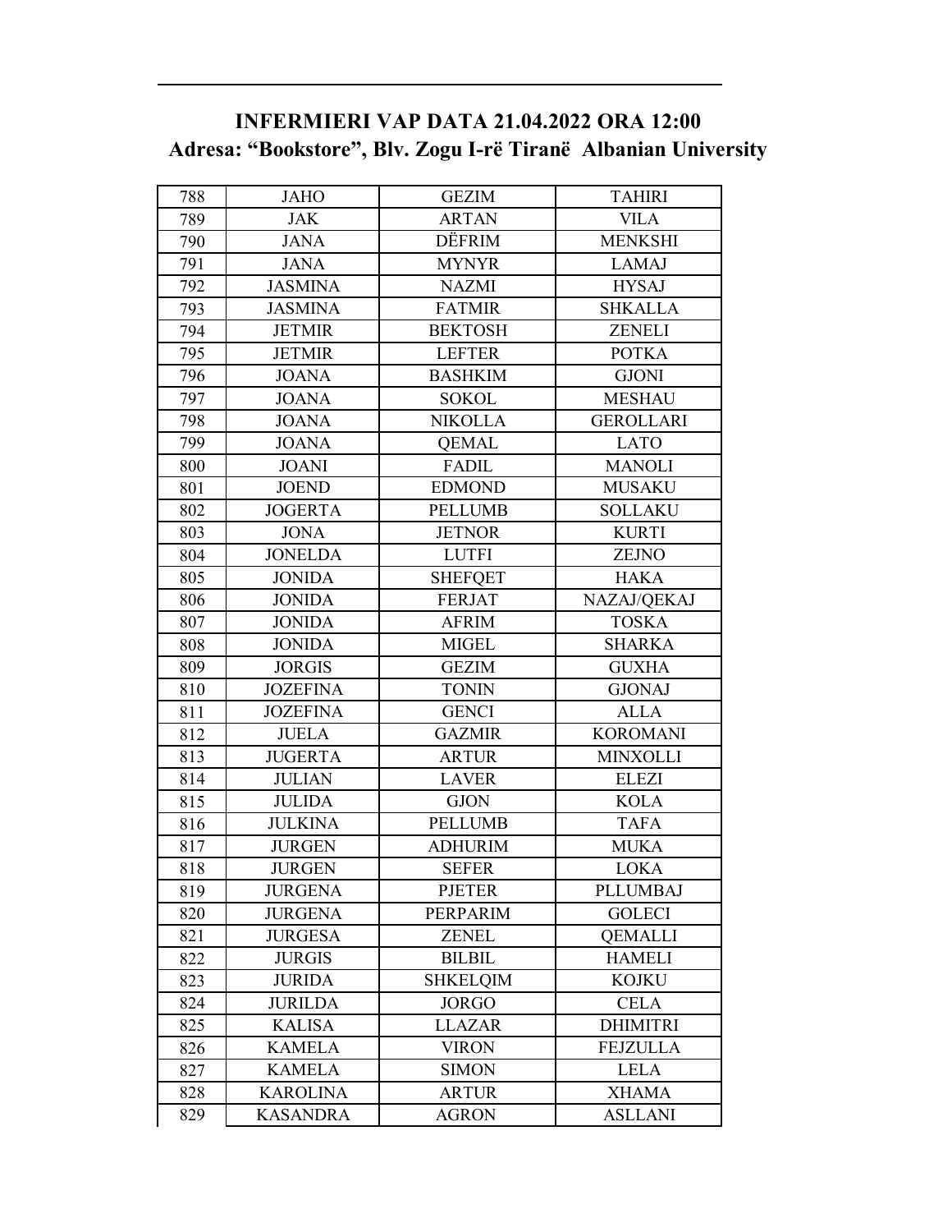## INFERMIERI VAP DATA 21.04.2022 ORA 12:00
## Adresa: "Bookstore", Blv. Zogu I-rë Tiranë Albanian University

| | | | |
|---|---|---|---|
| 788 | JAHO | GEZIM | TAHIRI |
| 789 | JAK | ARTAN | VILA |
| 790 | JANA | DËFRIM | MENKSHI |
| 791 | JANA | MYNYR | LAMAJ |
| 792 | JASMINA | NAZMI | HYSAJ |
| 793 | JASMINA | FATMIR | SHKALLA |
| 794 | JETMIR | BEKTOSH | ZENELI |
| 795 | JETMIR | LEFTER | POTKA |
| 796 | JOANA | BASHKIM | GJONI |
| 797 | JOANA | SOKOL | MESHAU |
| 798 | JOANA | NIKOLLA | GEROLLARI |
| 799 | JOANA | QEMAL | LATO |
| 800 | JOANI | FADIL | MANOLI |
| 801 | JOEND | EDMOND | MUSAKU |
| 802 | JOGERTA | PELLUMB | SOLLAKU |
| 803 | JONA | JETNOR | KURTI |
| 804 | JONELDA | LUTFI | ZEJNO |
| 805 | JONIDA | SHEFQET | HAKA |
| 806 | JONIDA | FERJAT | NAZAJ/QEKAJ |
| 807 | JONIDA | AFRIM | TOSKA |
| 808 | JONIDA | MIGEL | SHARKA |
| 809 | JORGIS | GEZIM | GUXHA |
| 810 | JOZEFINA | TONIN | GJONAJ |
| 811 | JOZEFINA | GENCI | ALLA |
| 812 | JUELA | GAZMIR | KOROMANI |
| 813 | JUGERTA | ARTUR | MINXOLLI |
| 814 | JULIAN | LAVER | ELEZI |
| 815 | JULIDA | GJON | KOLA |
| 816 | JULKINA | PELLUMB | TAFA |
| 817 | JURGEN | ADHURIM | MUKA |
| 818 | JURGEN | SEFER | LOKA |
| 819 | JURGENA | PJETER | PLLUMBAJ |
| 820 | JURGENA | PERPARIM | GOLECI |
| 821 | JURGESA | ZENEL | QEMALLI |
| 822 | JURGIS | BILBIL | HAMELI |
| 823 | JURIDA | SHKELQIM | KOJKU |
| 824 | JURILDA | JORGO | CELA |
| 825 | KALISA | LLAZAR | DHIMITRI |
| 826 | KAMELA | VIRON | FEJZULLA |
| 827 | KAMELA | SIMON | LELA |
| 828 | KAROLINA | ARTUR | XHAMA |
| 829 | KASANDRA | AGRON | ASLLANI |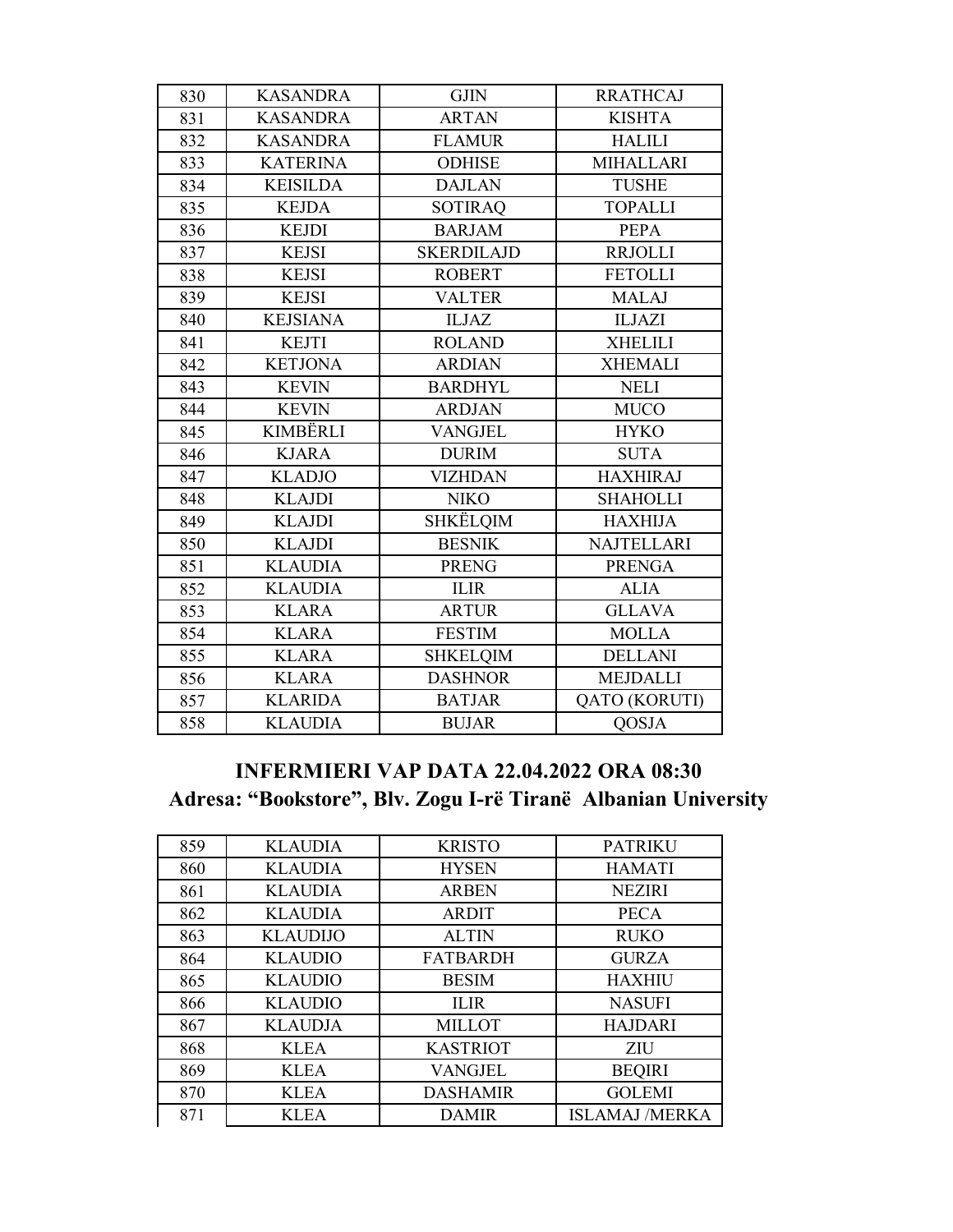| | | | |
|---|---|---|---|
| 830 | KASANDRA | GJIN | RRATHCAJ |
| 831 | KASANDRA | ARTAN | KISHTA |
| 832 | KASANDRA | FLAMUR | HALILI |
| 833 | KATERINA | ODHISE | MIHALLARI |
| 834 | KEISILDA | DAJLAN | TUSHE |
| 835 | KEJDA | SOTIRAQ | TOPALLI |
| 836 | KEJDI | BARJAM | PEPA |
| 837 | KEJSI | SKERDILAJD | RRJOLLI |
| 838 | KEJSI | ROBERT | FETOLLI |
| 839 | KEJSI | VALTER | MALAJ |
| 840 | KEJSIANA | ILJAZ | ILJAZI |
| 841 | KEJTI | ROLAND | XHELILI |
| 842 | KETJONA | ARDIAN | XHEMALI |
| 843 | KEVIN | BARDHYL | NELI |
| 844 | KEVIN | ARDJAN | MUCO |
| 845 | KIMBËRLI | VANGJEL | HYKO |
| 846 | KJARA | DURIM | SUTA |
| 847 | KLADJO | VIZHDAN | HAXHIRAJ |
| 848 | KLAJDI | NIKO | SHAHOLLI |
| 849 | KLAJDI | SHKËLQIM | HAXHIJA |
| 850 | KLAJDI | BESNIK | NAJTELLARI |
| 851 | KLAUDIA | PRENG | PRENGA |
| 852 | KLAUDIA | ILIR | ALIA |
| 853 | KLARA | ARTUR | GLLAVA |
| 854 | KLARA | FESTIM | MOLLA |
| 855 | KLARA | SHKELQIM | DELLANI |
| 856 | KLARA | DASHNOR | MEJDALLI |
| 857 | KLARIDA | BATJAR | QATO (KORUTI) |
| 858 | KLAUDIA | BUJAR | QOSJA |

## INFERMIERI VAP DATA 22.04.2022 ORA 08:30

## Adresa: "Bookstore", Blv. Zogu I-rë Tiranë Albanian University

| | | | |
|---|---|---|---|
| 859 | KLAUDIA | KRISTO | PATRIKU |
| 860 | KLAUDIA | HYSEN | HAMATI |
| 861 | KLAUDIA | ARBEN | NEZIRI |
| 862 | KLAUDIA | ARDIT | PECA |
| 863 | KLAUDIJO | ALTIN | RUKO |
| 864 | KLAUDIO | FATBARDH | GURZA |
| 865 | KLAUDIO | BESIM | HAXHIU |
| 866 | KLAUDIO | ILIR | NASUFI |
| 867 | KLAUDJA | MILLOT | HAJDARI |
| 868 | KLEA | KASTRIOT | ZIU |
| 869 | KLEA | VANGJEL | BEQIRI |
| 870 | KLEA | DASHAMIR | GOLEMI |
| 871 | KLEA | DAMIR | ISLAMAJ /MERKA |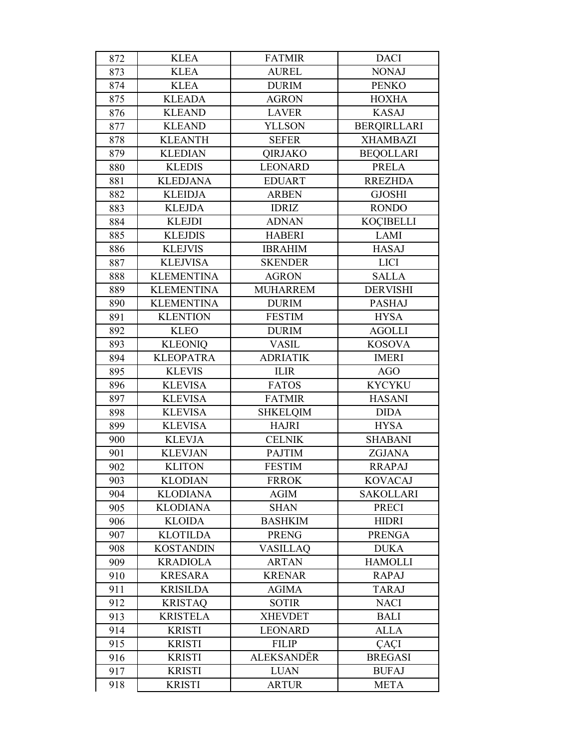| 872 | KLEA | FATMIR | DACI |
|---|---|---|---|
| 873 | KLEA | AUREL | NONAJ |
| 874 | KLEA | DURIM | PENKO |
| 875 | KLEADA | AGRON | HOXHA |
| 876 | KLEAND | LAVER | KASAJ |
| 877 | KLEAND | YLLSON | BERQIRLLARI |
| 878 | KLEANTH | SEFER | XHAMBAZI |
| 879 | KLEDIAN | QIRJAKO | BEQOLLARI |
| 880 | KLEDIS | LEONARD | PRELA |
| 881 | KLEDJANA | EDUART | RREZHDA |
| 882 | KLEIDJA | ARBEN | GJOSHI |
| 883 | KLEJDA | IDRIZ | RONDO |
| 884 | KLEJDI | ADNAN | KOÇIBELLI |
| 885 | KLEJDIS | HABERI | LAMI |
| 886 | KLEJVIS | IBRAHIM | HASAJ |
| 887 | KLEJVISA | SKENDER | LICI |
| 888 | KLEMENTINA | AGRON | SALLA |
| 889 | KLEMENTINA | MUHARREM | DERVISHI |
| 890 | KLEMENTINA | DURIM | PASHAJ |
| 891 | KLENTION | FESTIM | HYSA |
| 892 | KLEO | DURIM | AGOLLI |
| 893 | KLEONIQ | VASIL | KOSOVA |
| 894 | KLEOPATRA | ADRIATIK | IMERI |
| 895 | KLEVIS | ILIR | AGO |
| 896 | KLEVISA | FATOS | KYCYKU |
| 897 | KLEVISA | FATMIR | HASANI |
| 898 | KLEVISA | SHKELQIM | DIDA |
| 899 | KLEVISA | HAJRI | HYSA |
| 900 | KLEVJA | CELNIK | SHABANI |
| 901 | KLEVJAN | PAJTIM | ZGJANA |
| 902 | KLITON | FESTIM | RRAPAJ |
| 903 | KLODIAN | FRROK | KOVACAJ |
| 904 | KLODIANA | AGIM | SAKOLLARI |
| 905 | KLODIANA | SHAN | PRECI |
| 906 | KLOIDA | BASHKIM | HIDRI |
| 907 | KLOTILDA | PRENG | PRENGA |
| 908 | KOSTANDIN | VASILLAQ | DUKA |
| 909 | KRADIOLA | ARTAN | HAMOLLI |
| 910 | KRESARA | KRENAR | RAPAJ |
| 911 | KRISILDA | AGIMA | TARAJ |
| 912 | KRISTAQ | SOTIR | NACI |
| 913 | KRISTELA | XHEVDET | BALI |
| 914 | KRISTI | LEONARD | ALLA |
| 915 | KRISTI | FILIP | ÇAÇI |
| 916 | KRISTI | ALEKSANDËR | BREGASI |
| 917 | KRISTI | LUAN | BUFAJ |
| 918 | KRISTI | ARTUR | META |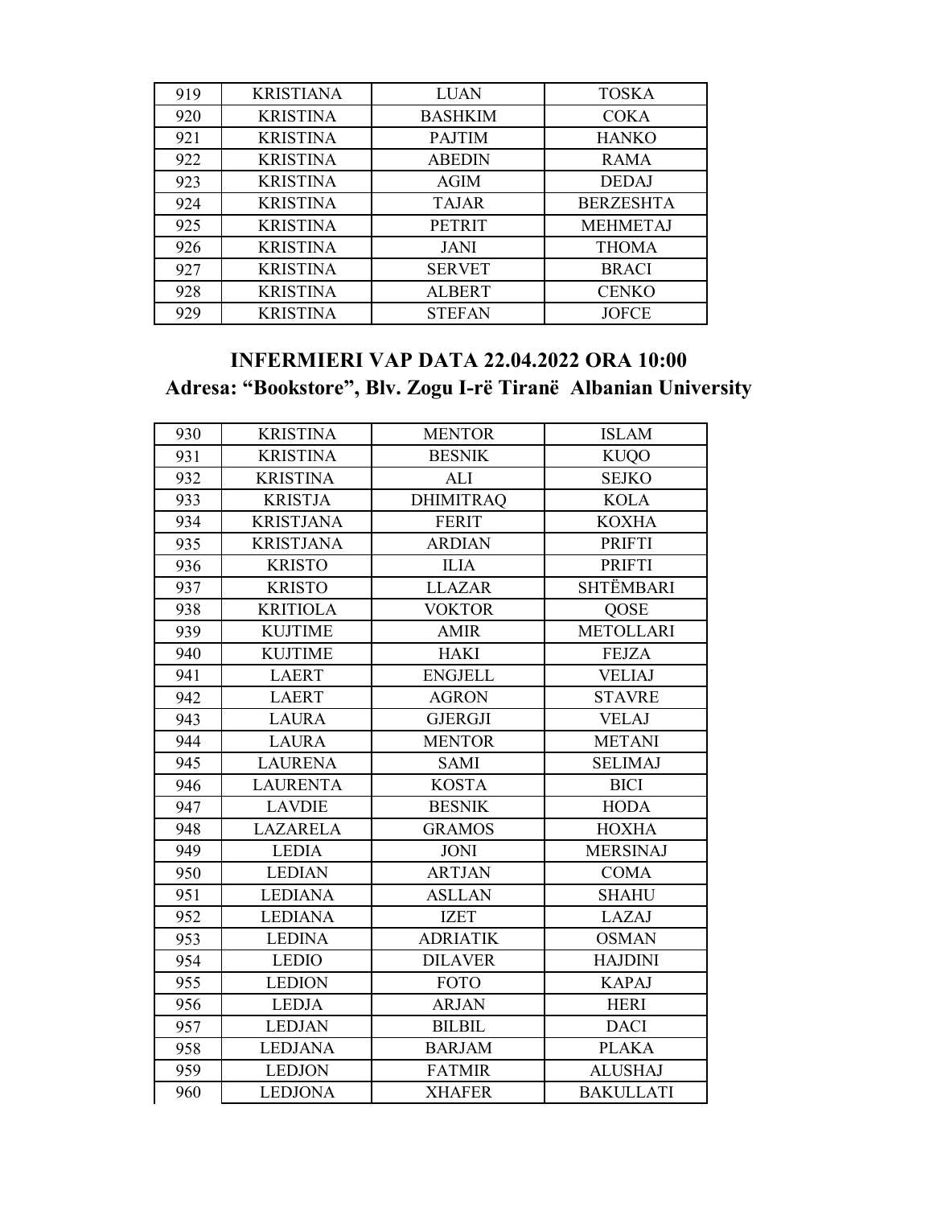| | | | |
|---|---|---|---|
| 919 | KRISTIANA | LUAN | TOSKA |
| 920 | KRISTINA | BASHKIM | COKA |
| 921 | KRISTINA | PAJTIM | HANKO |
| 922 | KRISTINA | ABEDIN | RAMA |
| 923 | KRISTINA | AGIM | DEDAJ |
| 924 | KRISTINA | TAJAR | BERZESHTA |
| 925 | KRISTINA | PETRIT | MEHMETAJ |
| 926 | KRISTINA | JANI | THOMA |
| 927 | KRISTINA | SERVET | BRACI |
| 928 | KRISTINA | ALBERT | CENKO |
| 929 | KRISTINA | STEFAN | JOFCE |

## INFERMIERI VAP DATA 22.04.2022 ORA 10:00

## Adresa: "Bookstore", Blv. Zogu I-rë Tiranë Albanian University

| | | | |
|---|---|---|---|
| 930 | KRISTINA | MENTOR | ISLAM |
| 931 | KRISTINA | BESNIK | KUQO |
| 932 | KRISTINA | ALI | SEJKO |
| 933 | KRISTJA | DHIMITRAQ | KOLA |
| 934 | KRISTJANA | FERIT | KOXHA |
| 935 | KRISTJANA | ARDIAN | PRIFTI |
| 936 | KRISTO | ILIA | PRIFTI |
| 937 | KRISTO | LLAZAR | SHTËMBARI |
| 938 | KRITIOLA | VOKTOR | QOSE |
| 939 | KUJTIME | AMIR | METOLLARI |
| 940 | KUJTIME | HAKI | FEJZA |
| 941 | LAERT | ENGJELL | VELIAJ |
| 942 | LAERT | AGRON | STAVRE |
| 943 | LAURA | GJERGJI | VELAJ |
| 944 | LAURA | MENTOR | METANI |
| 945 | LAURENA | SAMI | SELIMAJ |
| 946 | LAURENTA | KOSTA | BICI |
| 947 | LAVDIE | BESNIK | HODA |
| 948 | LAZARELA | GRAMOS | HOXHA |
| 949 | LEDIA | JONI | MERSINAJ |
| 950 | LEDIAN | ARTJAN | COMA |
| 951 | LEDIANA | ASLLAN | SHAHU |
| 952 | LEDIANA | IZET | LAZAJ |
| 953 | LEDINA | ADRIATIK | OSMAN |
| 954 | LEDIO | DILAVER | HAJDINI |
| 955 | LEDION | FOTO | KAPAJ |
| 956 | LEDJA | ARJAN | HERI |
| 957 | LEDJAN | BILBIL | DACI |
| 958 | LEDJANA | BARJAM | PLAKA |
| 959 | LEDJON | FATMIR | ALUSHAJ |
| 960 | LEDJONA | XHAFER | BAKULLATI |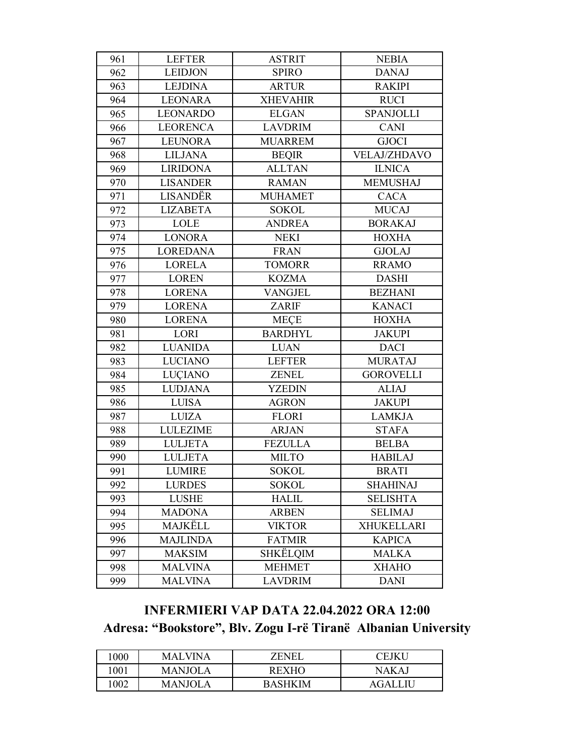| 961 | LEFTER | ASTRIT | NEBIA |
|---|---|---|---|
| 962 | LEIDJON | SPIRO | DANAJ |
| 963 | LEJDINA | ARTUR | RAKIPI |
| 964 | LEONARA | XHEVAHIR | RUCI |
| 965 | LEONARDO | ELGAN | SPANJOLLI |
| 966 | LEORENCA | LAVDRIM | CANI |
| 967 | LEUNORA | MUARREM | GJOCI |
| 968 | LILJANA | BEQIR | VELAJ/ZHDAVO |
| 969 | LIRIDONA | ALLTAN | ILNICA |
| 970 | LISANDER | RAMAN | MEMUSHAJ |
| 971 | LISANDËR | MUHAMET | CACA |
| 972 | LIZABETA | SOKOL | MUCAJ |
| 973 | LOLE | ANDREA | BORAKAJ |
| 974 | LONORA | NEKI | HOXHA |
| 975 | LOREDANA | FRAN | GJOLAJ |
| 976 | LORELA | TOMORR | RRAMO |
| 977 | LOREN | KOZMA | DASHI |
| 978 | LORENA | VANGJEL | BEZHANI |
| 979 | LORENA | ZARIF | KANACI |
| 980 | LORENA | MEÇE | HOXHA |
| 981 | LORI | BARDHYL | JAKUPI |
| 982 | LUANIDA | LUAN | DACI |
| 983 | LUCIANO | LEFTER | MURATAJ |
| 984 | LUÇIANO | ZENEL | GOROVELLI |
| 985 | LUDJANA | YZEDIN | ALIAJ |
| 986 | LUISA | AGRON | JAKUPI |
| 987 | LUIZA | FLORI | LAMKJA |
| 988 | LULEZIME | ARJAN | STAFA |
| 989 | LULJETA | FEZULLA | BELBA |
| 990 | LULJETA | MILTO | HABILAJ |
| 991 | LUMIRE | SOKOL | BRATI |
| 992 | LURDES | SOKOL | SHAHINAJ |
| 993 | LUSHE | HALIL | SELISHTA |
| 994 | MADONA | ARBEN | SELIMAJ |
| 995 | MAJKËLL | VIKTOR | XHUKELLARI |
| 996 | MAJLINDA | FATMIR | KAPICA |
| 997 | MAKSIM | SHKËLQIM | MALKA |
| 998 | MALVINA | MEHMET | XHAHO |
| 999 | MALVINA | LAVDRIM | DANI |

## INFERMIERI VAP DATA 22.04.2022 ORA 12:00

## Adresa: "Bookstore", Blv. Zogu I-rë Tiranë Albanian University

| 1000 | MALVINA | ZENEL | CEJKU |
|---|---|---|---|
| 1001 | MANJOLA | REXHO | NAKAJ |
| 1002 | MANJOLA | BASHKIM | AGALLIU |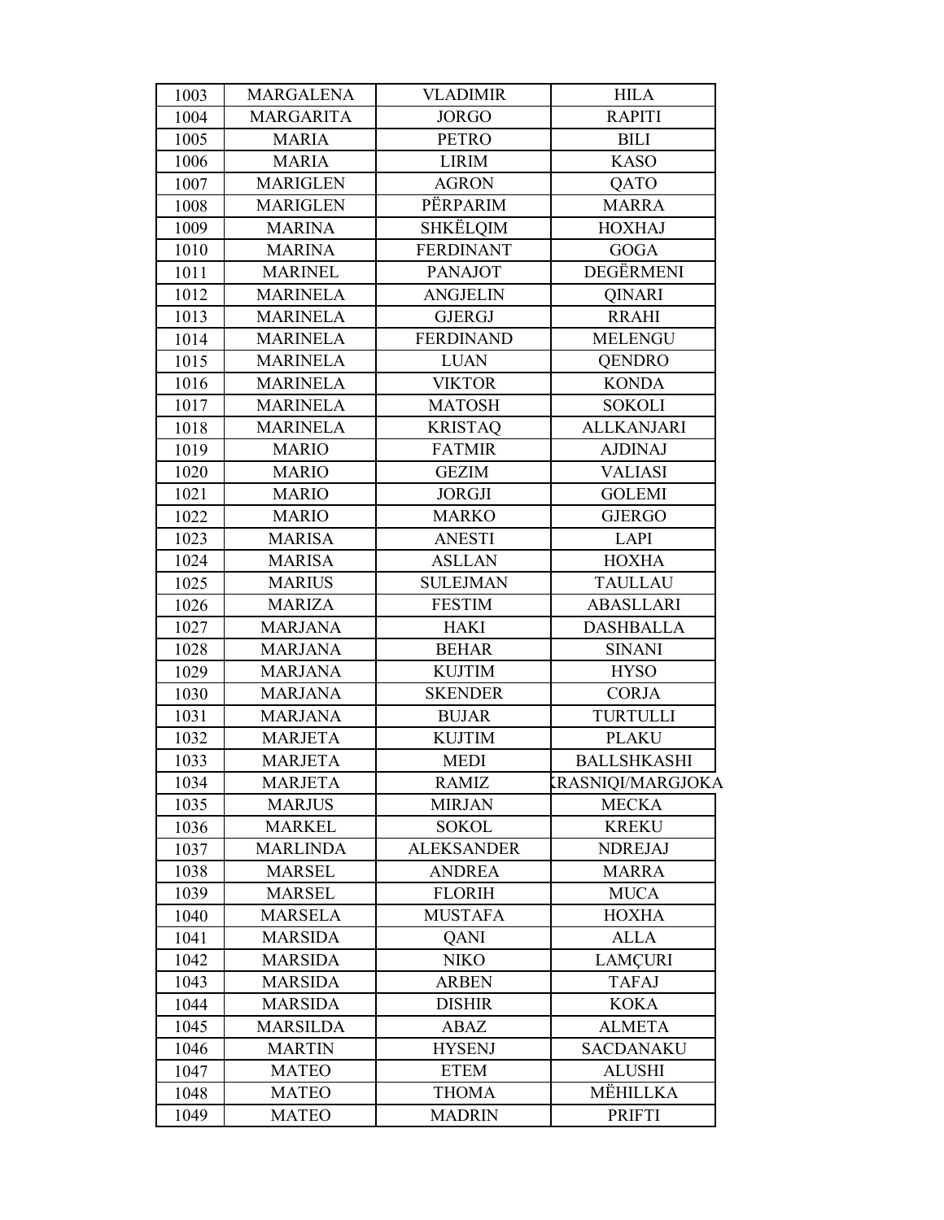| 1003 | MARGALENA | VLADIMIR | HILA |
|---|---|---|---|
| 1004 | MARGARITA | JORGO | RAPITI |
| 1005 | MARIA | PETRO | BILI |
| 1006 | MARIA | LIRIM | KASO |
| 1007 | MARIGLEN | AGRON | QATO |
| 1008 | MARIGLEN | PËRPARIM | MARRA |
| 1009 | MARINA | SHKËLQIM | HOXHAJ |
| 1010 | MARINA | FERDINANT | GOGA |
| 1011 | MARINEL | PANAJOT | DEGËRMENI |
| 1012 | MARINELA | ANGJELIN | QINARI |
| 1013 | MARINELA | GJERGJ | RRAHI |
| 1014 | MARINELA | FERDINAND | MELENGU |
| 1015 | MARINELA | LUAN | QENDRO |
| 1016 | MARINELA | VIKTOR | KONDA |
| 1017 | MARINELA | MATOSH | SOKOLI |
| 1018 | MARINELA | KRISTAQ | ALLKANJARI |
| 1019 | MARIO | FATMIR | AJDINAJ |
| 1020 | MARIO | GEZIM | VALIASI |
| 1021 | MARIO | JORGJI | GOLEMI |
| 1022 | MARIO | MARKO | GJERGO |
| 1023 | MARISA | ANESTI | LAPI |
| 1024 | MARISA | ASLLAN | HOXHA |
| 1025 | MARIUS | SULEJMAN | TAULLAU |
| 1026 | MARIZA | FESTIM | ABASLLARI |
| 1027 | MARJANA | HAKI | DASHBALLA |
| 1028 | MARJANA | BEHAR | SINANI |
| 1029 | MARJANA | KUJTIM | HYSO |
| 1030 | MARJANA | SKENDER | CORJA |
| 1031 | MARJANA | BUJAR | TURTULLI |
| 1032 | MARJETA | KUJTIM | PLAKU |
| 1033 | MARJETA | MEDI | BALLSHKASHI |
| 1034 | MARJETA | RAMIZ | KRASNIQI/MARGJOKA |
| 1035 | MARJUS | MIRJAN | MECKA |
| 1036 | MARKEL | SOKOL | KREKU |
| 1037 | MARLINDA | ALEKSANDER | NDREJAJ |
| 1038 | MARSEL | ANDREA | MARRA |
| 1039 | MARSEL | FLORIH | MUCA |
| 1040 | MARSELA | MUSTAFA | HOXHA |
| 1041 | MARSIDA | QANI | ALLA |
| 1042 | MARSIDA | NIKO | LAMÇURI |
| 1043 | MARSIDA | ARBEN | TAFAJ |
| 1044 | MARSIDA | DISHIR | KOKA |
| 1045 | MARSILDA | ABAZ | ALMETA |
| 1046 | MARTIN | HYSENJ | SACDANAKU |
| 1047 | MATEO | ETEM | ALUSHI |
| 1048 | MATEO | THOMA | MËHILLKA |
| 1049 | MATEO | MADRIN | PRIFTI |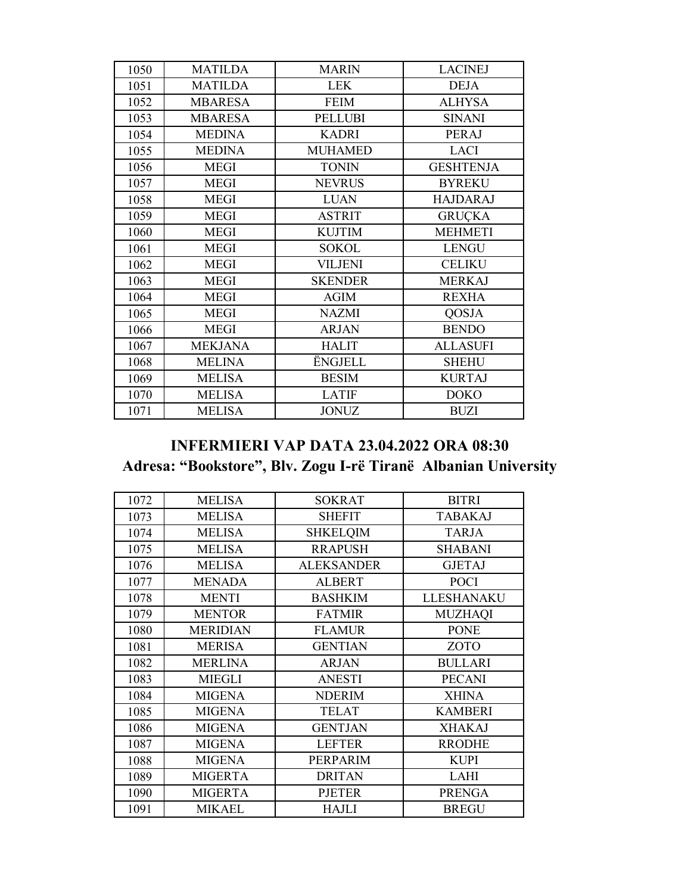| 1050 | MATILDA | MARIN | LACINEJ |
|---|---|---|---|
| 1051 | MATILDA | LEK | DEJA |
| 1052 | MBARESA | FEIM | ALHYSA |
| 1053 | MBARESA | PELLUBI | SINANI |
| 1054 | MEDINA | KADRI | PERAJ |
| 1055 | MEDINA | MUHAMED | LACI |
| 1056 | MEGI | TONIN | GESHTENJA |
| 1057 | MEGI | NEVRUS | BYREKU |
| 1058 | MEGI | LUAN | HAJDARAJ |
| 1059 | MEGI | ASTRIT | GRUÇKA |
| 1060 | MEGI | KUJTIM | MEHMETI |
| 1061 | MEGI | SOKOL | LENGU |
| 1062 | MEGI | VILJENI | CELIKU |
| 1063 | MEGI | SKENDER | MERKAJ |
| 1064 | MEGI | AGIM | REXHA |
| 1065 | MEGI | NAZMI | QOSJA |
| 1066 | MEGI | ARJAN | BENDO |
| 1067 | MEKJANA | HALIT | ALLASUFI |
| 1068 | MELINA | ËNGJELL | SHEHU |
| 1069 | MELISA | BESIM | KURTAJ |
| 1070 | MELISA | LATIF | DOKO |
| 1071 | MELISA | JONUZ | BUZI |

## INFERMIERI VAP DATA 23.04.2022 ORA 08:30

## Adresa: “Bookstore”, Blv. Zogu I-rë Tiranë Albanian University

| 1072 | MELISA | SOKRAT | BITRI |
|---|---|---|---|
| 1073 | MELISA | SHEFIT | TABAKAJ |
| 1074 | MELISA | SHKELQIM | TARJA |
| 1075 | MELISA | RRAPUSH | SHABANI |
| 1076 | MELISA | ALEKSANDER | GJETAJ |
| 1077 | MENADA | ALBERT | POCI |
| 1078 | MENTI | BASHKIM | LLESHANAKU |
| 1079 | MENTOR | FATMIR | MUZHAQI |
| 1080 | MERIDIAN | FLAMUR | PONE |
| 1081 | MERISA | GENTIAN | ZOTO |
| 1082 | MERLINA | ARJAN | BULLARI |
| 1083 | MIEGLI | ANESTI | PECANI |
| 1084 | MIGENA | NDERIM | XHINA |
| 1085 | MIGENA | TELAT | KAMBERI |
| 1086 | MIGENA | GENTJAN | XHAKAJ |
| 1087 | MIGENA | LEFTER | RRODHE |
| 1088 | MIGENA | PERPARIM | KUPI |
| 1089 | MIGERTA | DRITAN | LAHI |
| 1090 | MIGERTA | PJETER | PRENGA |
| 1091 | MIKAEL | HAJLI | BREGU |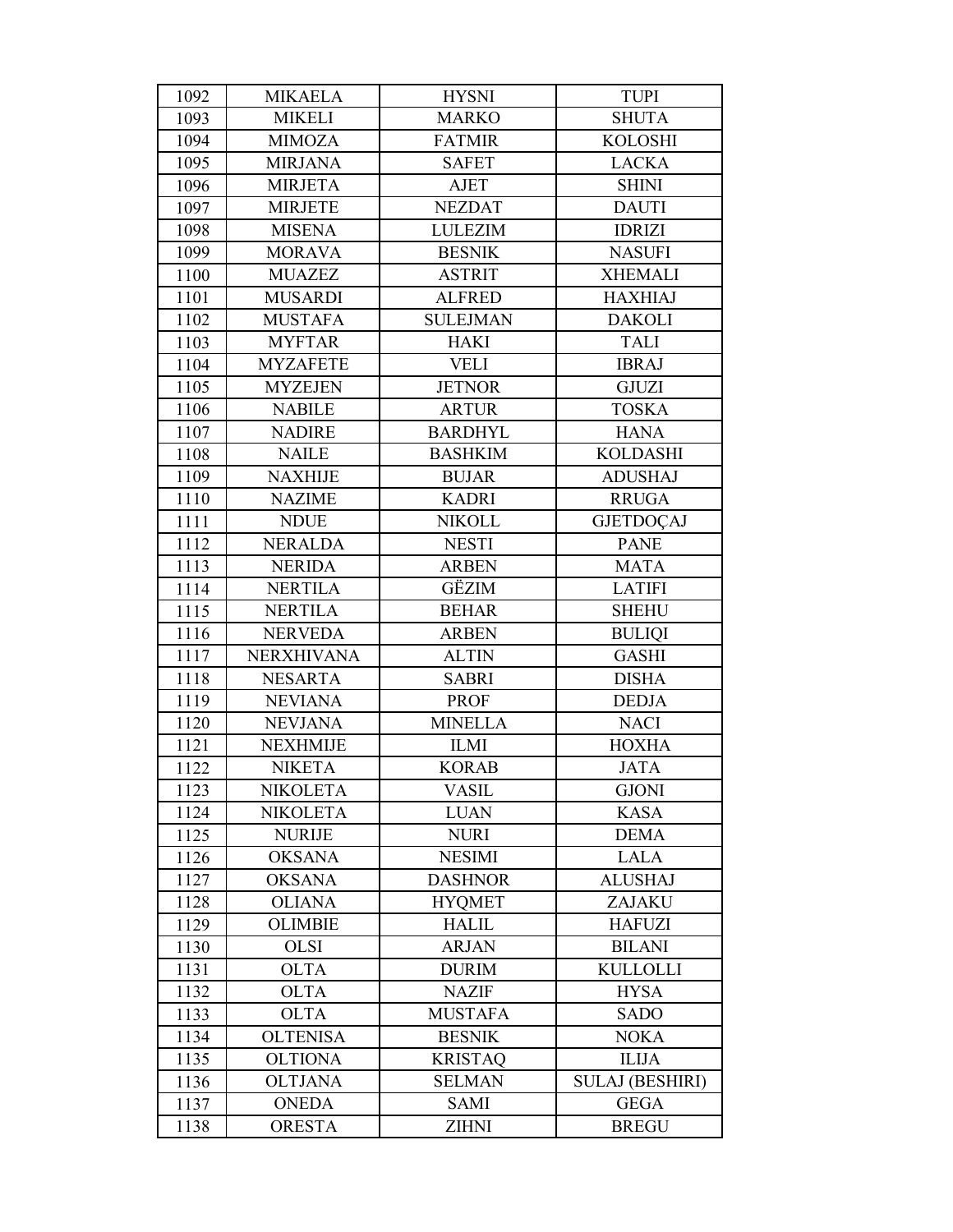| 1092 | MIKAELA | HYSNI | TUPI |
|---|---|---|---|
| 1093 | MIKELI | MARKO | SHUTA |
| 1094 | MIMOZA | FATMIR | KOLOSHI |
| 1095 | MIRJANA | SAFET | LACKA |
| 1096 | MIRJETA | AJET | SHINI |
| 1097 | MIRJETE | NEZDAT | DAUTI |
| 1098 | MISENA | LULEZIM | IDRIZI |
| 1099 | MORAVA | BESNIK | NASUFI |
| 1100 | MUAZEZ | ASTRIT | XHEMALI |
| 1101 | MUSARDI | ALFRED | HAXHIAJ |
| 1102 | MUSTAFA | SULEJMAN | DAKOLI |
| 1103 | MYFTAR | HAKI | TALI |
| 1104 | MYZAFETE | VELI | IBRAJ |
| 1105 | MYZEJEN | JETNOR | GJUZI |
| 1106 | NABILE | ARTUR | TOSKA |
| 1107 | NADIRE | BARDHYL | HANA |
| 1108 | NAILE | BASHKIM | KOLDASHI |
| 1109 | NAXHIJE | BUJAR | ADUSHAJ |
| 1110 | NAZIME | KADRI | RRUGA |
| 1111 | NDUE | NIKOLL | GJETDOÇAJ |
| 1112 | NERALDA | NESTI | PANE |
| 1113 | NERIDA | ARBEN | MATA |
| 1114 | NERTILA | GËZIM | LATIFI |
| 1115 | NERTILA | BEHAR | SHEHU |
| 1116 | NERVEDA | ARBEN | BULIQI |
| 1117 | NERXHIVANA | ALTIN | GASHI |
| 1118 | NESARTA | SABRI | DISHA |
| 1119 | NEVIANA | PROF | DEDJA |
| 1120 | NEVJANA | MINELLA | NACI |
| 1121 | NEXHMIJE | ILMI | HOXHA |
| 1122 | NIKETA | KORAB | JATA |
| 1123 | NIKOLETA | VASIL | GJONI |
| 1124 | NIKOLETA | LUAN | KASA |
| 1125 | NURIJE | NURI | DEMA |
| 1126 | OKSANA | NESIMI | LALA |
| 1127 | OKSANA | DASHNOR | ALUSHAJ |
| 1128 | OLIANA | HYQMET | ZAJAKU |
| 1129 | OLIMBIE | HALIL | HAFUZI |
| 1130 | OLSI | ARJAN | BILANI |
| 1131 | OLTA | DURIM | KULLOLLI |
| 1132 | OLTA | NAZIF | HYSA |
| 1133 | OLTA | MUSTAFA | SADO |
| 1134 | OLTENISA | BESNIK | NOKA |
| 1135 | OLTIONA | KRISTAQ | ILIJA |
| 1136 | OLTJANA | SELMAN | SULAJ (BESHIRI) |
| 1137 | ONEDA | SAMI | GEGA |
| 1138 | ORESTA | ZIHNI | BREGU |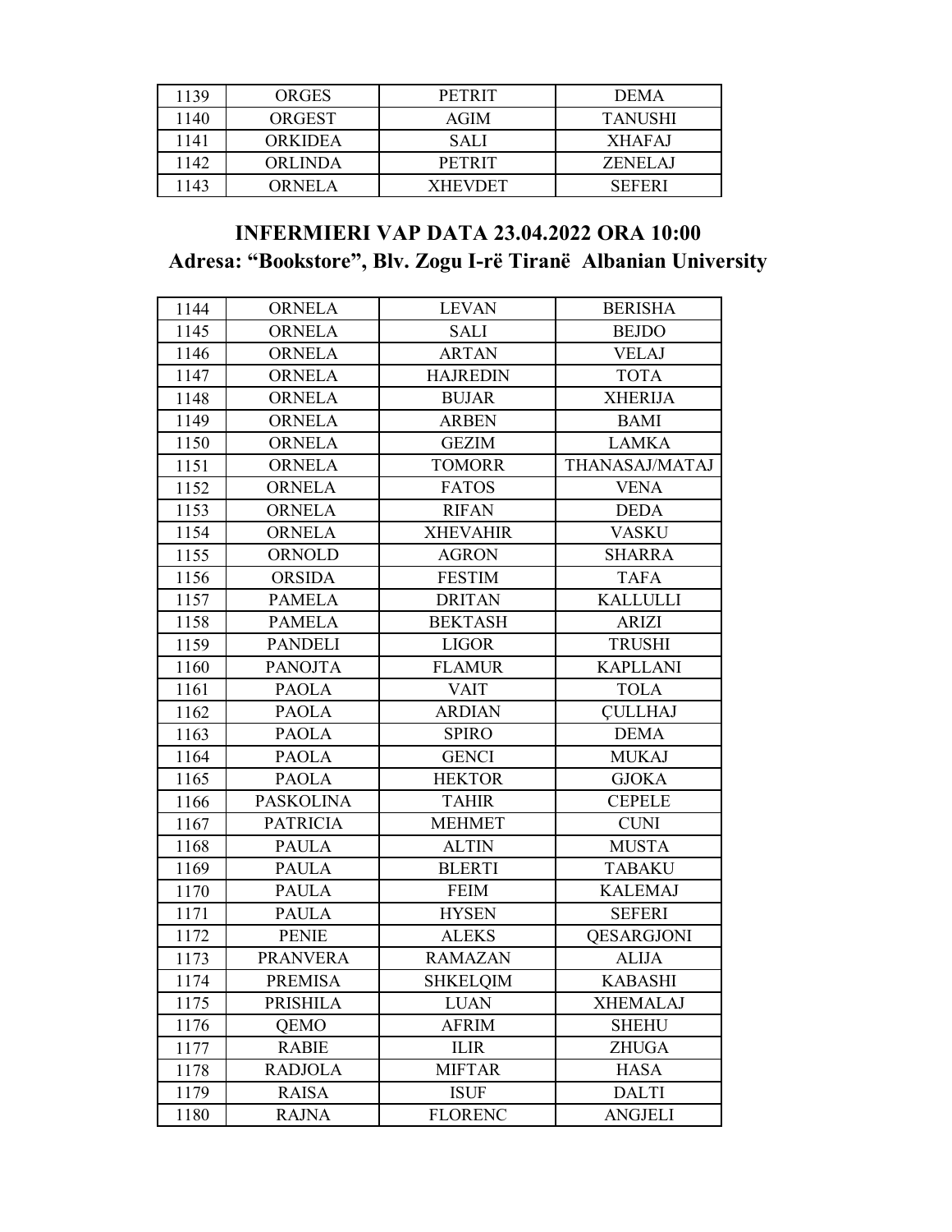| | | | |
|---|---|---|---|
| 1139 | ORGES | PETRIT | DEMA |
| 1140 | ORGEST | AGIM | TANUSHI |
| 1141 | ORKIDEA | SALI | XHAFAJ |
| 1142 | ORLINDA | PETRIT | ZENELAJ |
| 1143 | ORNELA | XHEVDET | SEFERI |

## INFERMIERI VAP DATA 23.04.2022 ORA 10:00

## Adresa: “Bookstore”, Blv. Zogu I-rë Tiranë Albanian University

| | | | |
|---|---|---|---|
| 1144 | ORNELA | LEVAN | BERISHA |
| 1145 | ORNELA | SALI | BEJDO |
| 1146 | ORNELA | ARTAN | VELAJ |
| 1147 | ORNELA | HAJREDIN | TOTA |
| 1148 | ORNELA | BUJAR | XHERIJA |
| 1149 | ORNELA | ARBEN | BAMI |
| 1150 | ORNELA | GEZIM | LAMKA |
| 1151 | ORNELA | TOMORR | THANASAJ/MATAJ |
| 1152 | ORNELA | FATOS | VENA |
| 1153 | ORNELA | RIFAN | DEDA |
| 1154 | ORNELA | XHEVAHIR | VASKU |
| 1155 | ORNOLD | AGRON | SHARRA |
| 1156 | ORSIDA | FESTIM | TAFA |
| 1157 | PAMELA | DRITAN | KALLULLI |
| 1158 | PAMELA | BEKTASH | ARIZI |
| 1159 | PANDELI | LIGOR | TRUSHI |
| 1160 | PANOJTA | FLAMUR | KAPLLANI |
| 1161 | PAOLA | VAIT | TOLA |
| 1162 | PAOLA | ARDIAN | ÇULLHAJ |
| 1163 | PAOLA | SPIRO | DEMA |
| 1164 | PAOLA | GENCI | MUKAJ |
| 1165 | PAOLA | HEKTOR | GJOKA |
| 1166 | PASKOLINA | TAHIR | CEPELE |
| 1167 | PATRICIA | MEHMET | CUNI |
| 1168 | PAULA | ALTIN | MUSTA |
| 1169 | PAULA | BLERTI | TABAKU |
| 1170 | PAULA | FEIM | KALEMAJ |
| 1171 | PAULA | HYSEN | SEFERI |
| 1172 | PENIE | ALEKS | QESARGJONI |
| 1173 | PRANVERA | RAMAZAN | ALIJA |
| 1174 | PREMISA | SHKELQIM | KABASHI |
| 1175 | PRISHILA | LUAN | XHEMALAJ |
| 1176 | QEMO | AFRIM | SHEHU |
| 1177 | RABIE | ILIR | ZHUGA |
| 1178 | RADJOLA | MIFTAR | HASA |
| 1179 | RAISA | ISUF | DALTI |
| 1180 | RAJNA | FLORENC | ANGJELI |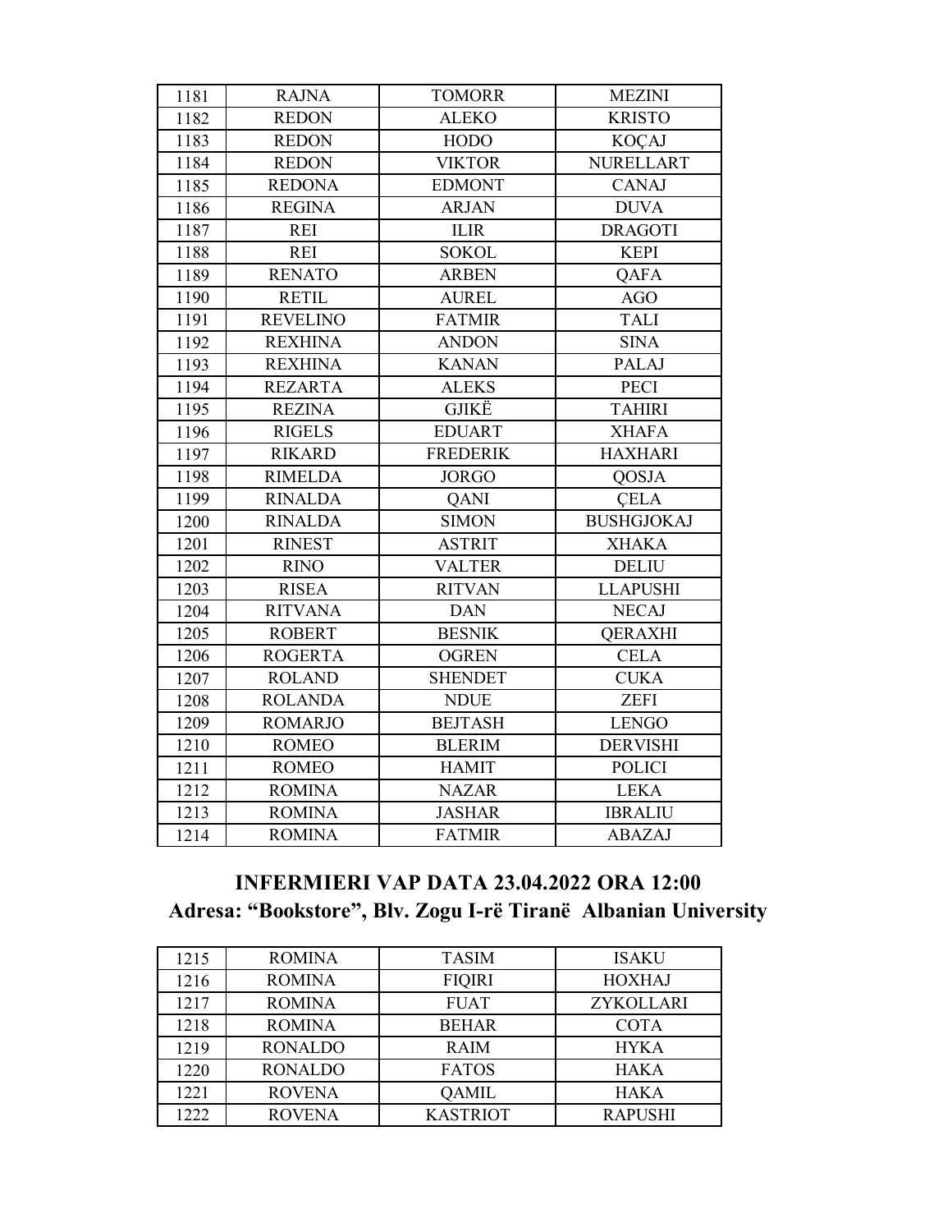| | | | |
|---|---|---|---|
| 1181 | RAJNA | TOMORR | MEZINI |
| 1182 | REDON | ALEKO | KRISTO |
| 1183 | REDON | HODO | KOÇAJ |
| 1184 | REDON | VIKTOR | NURELLART |
| 1185 | REDONA | EDMONT | CANAJ |
| 1186 | REGINA | ARJAN | DUVA |
| 1187 | REI | ILIR | DRAGOTI |
| 1188 | REI | SOKOL | KEPI |
| 1189 | RENATO | ARBEN | QAFA |
| 1190 | RETIL | AUREL | AGO |
| 1191 | REVELINO | FATMIR | TALI |
| 1192 | REXHINA | ANDON | SINA |
| 1193 | REXHINA | KANAN | PALAJ |
| 1194 | REZARTA | ALEKS | PECI |
| 1195 | REZINA | GJIKË | TAHIRI |
| 1196 | RIGELS | EDUART | XHAFA |
| 1197 | RIKARD | FREDERIK | HAXHARI |
| 1198 | RIMELDA | JORGO | QOSJA |
| 1199 | RINALDA | QANI | ÇELA |
| 1200 | RINALDA | SIMON | BUSHGJOKAJ |
| 1201 | RINEST | ASTRIT | XHAKA |
| 1202 | RINO | VALTER | DELIU |
| 1203 | RISEA | RITVAN | LLAPUSHI |
| 1204 | RITVANA | DAN | NECAJ |
| 1205 | ROBERT | BESNIK | QERAXHI |
| 1206 | ROGERTA | OGREN | CELA |
| 1207 | ROLAND | SHENDET | CUKA |
| 1208 | ROLANDA | NDUE | ZEFI |
| 1209 | ROMARJO | BEJTASH | LENGO |
| 1210 | ROMEO | BLERIM | DERVISHI |
| 1211 | ROMEO | HAMIT | POLICI |
| 1212 | ROMINA | NAZAR | LEKA |
| 1213 | ROMINA | JASHAR | IBRALIU |
| 1214 | ROMINA | FATMIR | ABAZAJ |

## INFERMIERI VAP DATA 23.04.2022 ORA 12:00
## Adresa: "Bookstore", Blv. Zogu I-rë Tiranë Albanian University

| | | | |
|---|---|---|---|
| 1215 | ROMINA | TASIM | ISAKU |
| 1216 | ROMINA | FIQIRI | HOXHAJ |
| 1217 | ROMINA | FUAT | ZYKOLLARI |
| 1218 | ROMINA | BEHAR | COTA |
| 1219 | RONALDO | RAIM | HYKA |
| 1220 | RONALDO | FATOS | HAKA |
| 1221 | ROVENA | QAMIL | HAKA |
| 1222 | ROVENA | KASTRIOT | RAPUSHI |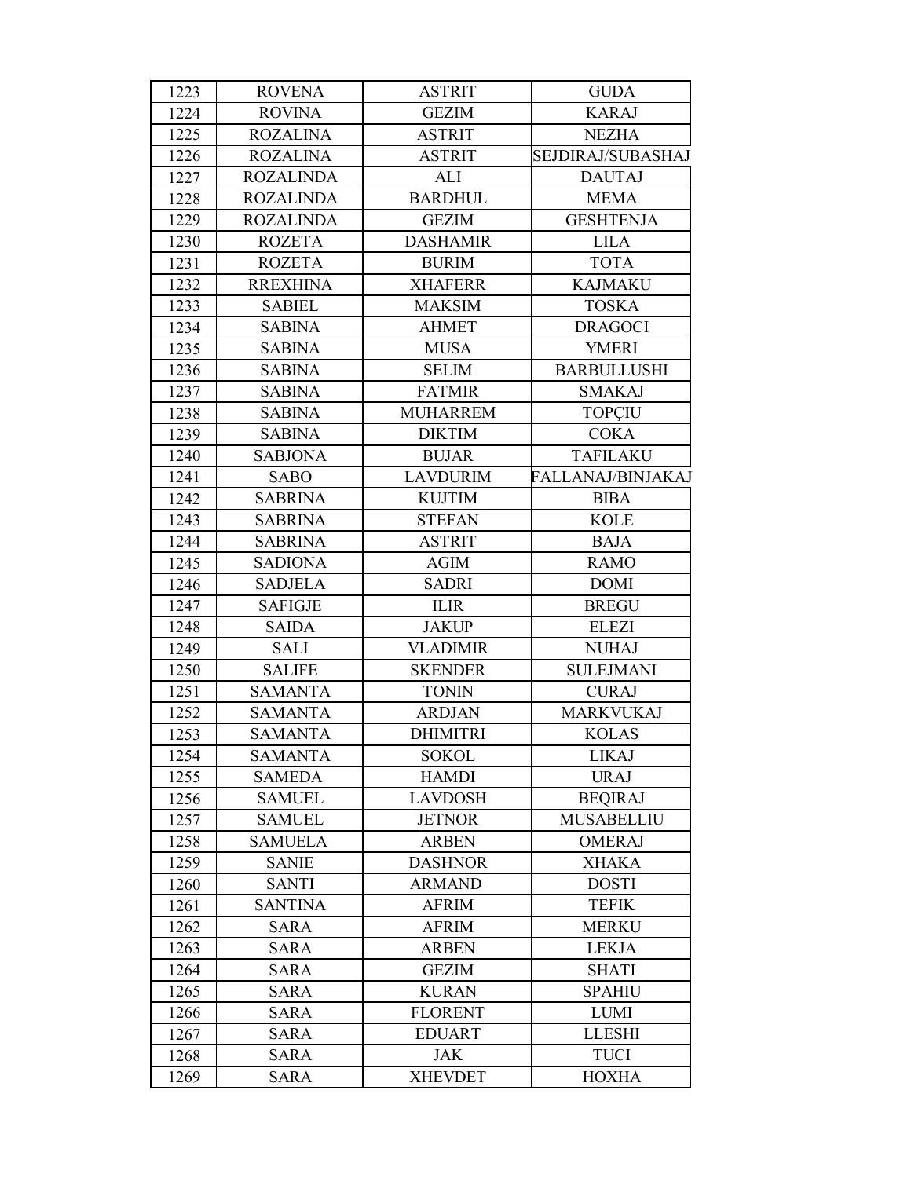| | | | |
|---|---|---|---|
| 1223 | ROVENA | ASTRIT | GUDA |
| 1224 | ROVINA | GEZIM | KARAJ |
| 1225 | ROZALINA | ASTRIT | NEZHA |
| 1226 | ROZALINA | ASTRIT | SEJDIRAJ/SUBASHAJ |
| 1227 | ROZALINDA | ALI | DAUTAJ |
| 1228 | ROZALINDA | BARDHUL | MEMA |
| 1229 | ROZALINDA | GEZIM | GESHTENJA |
| 1230 | ROZETA | DASHAMIR | LILA |
| 1231 | ROZETA | BURIM | TOTA |
| 1232 | RREXHINA | XHAFERR | KAJMAKU |
| 1233 | SABIEL | MAKSIM | TOSKA |
| 1234 | SABINA | AHMET | DRAGOCI |
| 1235 | SABINA | MUSA | YMERI |
| 1236 | SABINA | SELIM | BARBULLUSHI |
| 1237 | SABINA | FATMIR | SMAKAJ |
| 1238 | SABINA | MUHARREM | TOPÇIU |
| 1239 | SABINA | DIKTIM | COKA |
| 1240 | SABJONA | BUJAR | TAFILAKU |
| 1241 | SABO | LAVDURIM | FALLANAJ/BINJAKAJ |
| 1242 | SABRINA | KUJTIM | BIBA |
| 1243 | SABRINA | STEFAN | KOLE |
| 1244 | SABRINA | ASTRIT | BAJA |
| 1245 | SADIONA | AGIM | RAMO |
| 1246 | SADJELA | SADRI | DOMI |
| 1247 | SAFIGJE | ILIR | BREGU |
| 1248 | SAIDA | JAKUP | ELEZI |
| 1249 | SALI | VLADIMIR | NUHAJ |
| 1250 | SALIFE | SKENDER | SULEJMANI |
| 1251 | SAMANTA | TONIN | CURAJ |
| 1252 | SAMANTA | ARDJAN | MARKVUKAJ |
| 1253 | SAMANTA | DHIMITRI | KOLAS |
| 1254 | SAMANTA | SOKOL | LIKAJ |
| 1255 | SAMEDA | HAMDI | URAJ |
| 1256 | SAMUEL | LAVDOSH | BEQIRAJ |
| 1257 | SAMUEL | JETNOR | MUSABELLIU |
| 1258 | SAMUELA | ARBEN | OMERAJ |
| 1259 | SANIE | DASHNOR | XHAKA |
| 1260 | SANTI | ARMAND | DOSTI |
| 1261 | SANTINA | AFRIM | TEFIK |
| 1262 | SARA | AFRIM | MERKU |
| 1263 | SARA | ARBEN | LEKJA |
| 1264 | SARA | GEZIM | SHATI |
| 1265 | SARA | KURAN | SPAHIU |
| 1266 | SARA | FLORENT | LUMI |
| 1267 | SARA | EDUART | LLESHI |
| 1268 | SARA | JAK | TUCI |
| 1269 | SARA | XHEVDET | HOXHA |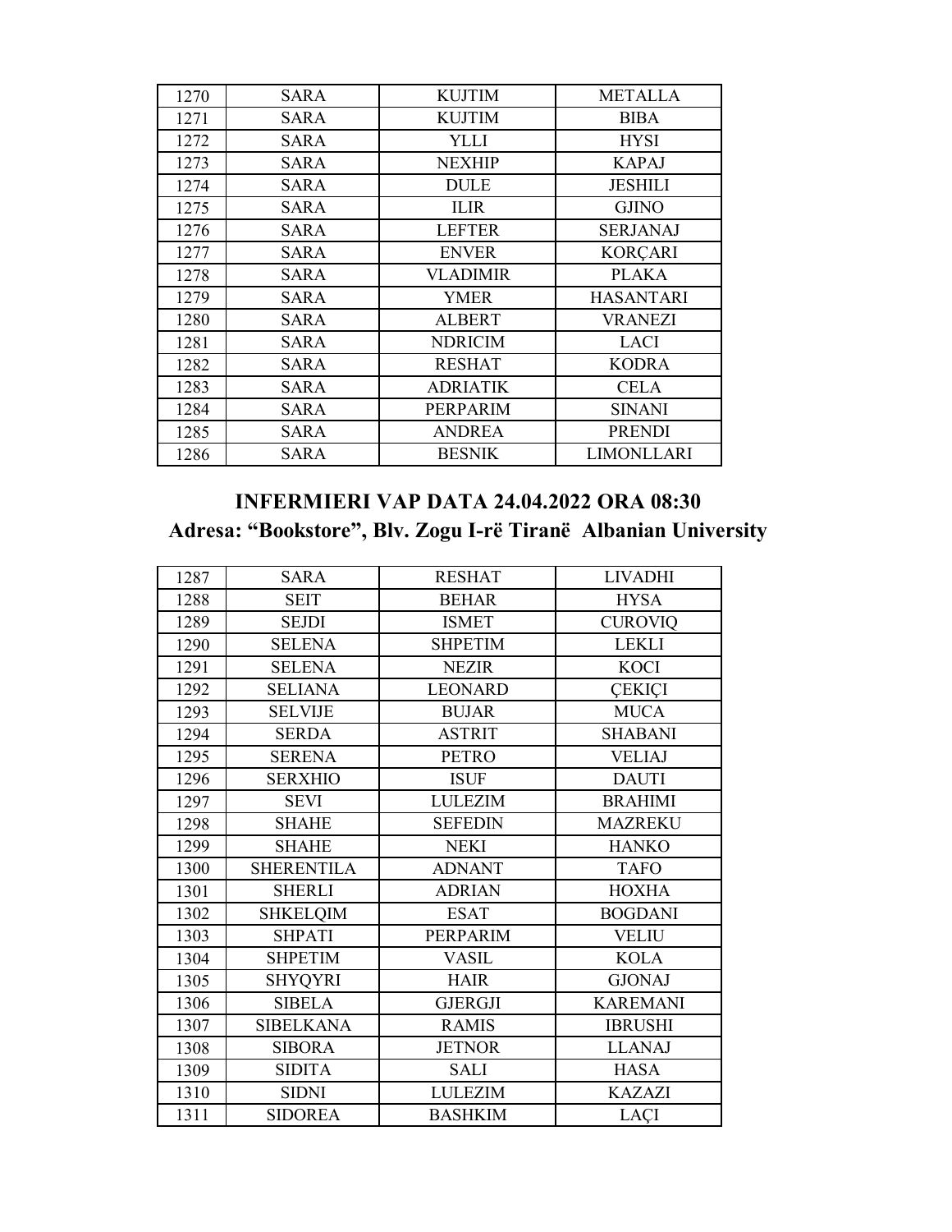| 1270 | SARA | KUJTIM | METALLA |
|---|---|---|---|
| 1271 | SARA | KUJTIM | BIBA |
| 1272 | SARA | YLLI | HYSI |
| 1273 | SARA | NEXHIP | KAPAJ |
| 1274 | SARA | DULE | JESHILI |
| 1275 | SARA | ILIR | GJINO |
| 1276 | SARA | LEFTER | SERJANAJ |
| 1277 | SARA | ENVER | KORÇARI |
| 1278 | SARA | VLADIMIR | PLAKA |
| 1279 | SARA | YMER | HASANTARI |
| 1280 | SARA | ALBERT | VRANEZI |
| 1281 | SARA | NDRICIM | LACI |
| 1282 | SARA | RESHAT | KODRA |
| 1283 | SARA | ADRIATIK | CELA |
| 1284 | SARA | PERPARIM | SINANI |
| 1285 | SARA | ANDREA | PRENDI |
| 1286 | SARA | BESNIK | LIMONLLARI |

## INFERMIERI VAP DATA 24.04.2022 ORA 08:30

## Adresa: "Bookstore", Blv. Zogu I-rë Tiranë Albanian University

| 1287 | SARA | RESHAT | LIVADHI |
|---|---|---|---|
| 1288 | SEIT | BEHAR | HYSA |
| 1289 | SEJDI | ISMET | CUROVIQ |
| 1290 | SELENA | SHPETIM | LEKLI |
| 1291 | SELENA | NEZIR | KOCI |
| 1292 | SELIANA | LEONARD | ÇEKIÇI |
| 1293 | SELVIJE | BUJAR | MUCA |
| 1294 | SERDA | ASTRIT | SHABANI |
| 1295 | SERENA | PETRO | VELIAJ |
| 1296 | SERXHIO | ISUF | DAUTI |
| 1297 | SEVI | LULEZIM | BRAHIMI |
| 1298 | SHAHE | SEFEDIN | MAZREKU |
| 1299 | SHAHE | NEKI | HANKO |
| 1300 | SHERENTILA | ADNANT | TAFO |
| 1301 | SHERLI | ADRIAN | HOXHA |
| 1302 | SHKELQIM | ESAT | BOGDANI |
| 1303 | SHPATI | PERPARIM | VELIU |
| 1304 | SHPETIM | VASIL | KOLA |
| 1305 | SHYQYRI | HAIR | GJONAJ |
| 1306 | SIBELA | GJERGJI | KAREMANI |
| 1307 | SIBELKANA | RAMIS | IBRUSHI |
| 1308 | SIBORA | JETNOR | LLANAJ |
| 1309 | SIDITA | SALI | HASA |
| 1310 | SIDNI | LULEZIM | KAZAZI |
| 1311 | SIDOREA | BASHKIM | LAÇI |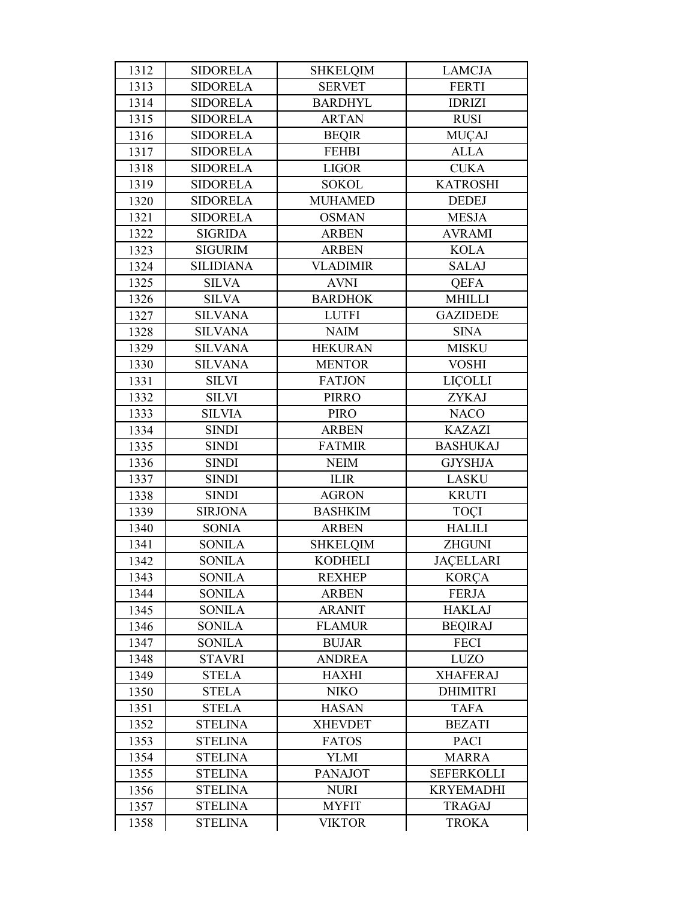| 1312 | SIDORELA | SHKELQIM | LAMCJA |
|---|---|---|---|
| 1313 | SIDORELA | SERVET | FERTI |
| 1314 | SIDORELA | BARDHYL | IDRIZI |
| 1315 | SIDORELA | ARTAN | RUSI |
| 1316 | SIDORELA | BEQIR | MUÇAJ |
| 1317 | SIDORELA | FEHBI | ALLA |
| 1318 | SIDORELA | LIGOR | CUKA |
| 1319 | SIDORELA | SOKOL | KATROSHI |
| 1320 | SIDORELA | MUHAMED | DEDEJ |
| 1321 | SIDORELA | OSMAN | MESJA |
| 1322 | SIGRIDA | ARBEN | AVRAMI |
| 1323 | SIGURIM | ARBEN | KOLA |
| 1324 | SILIDIANA | VLADIMIR | SALAJ |
| 1325 | SILVA | AVNI | QEFA |
| 1326 | SILVA | BARDHOK | MHILLI |
| 1327 | SILVANA | LUTFI | GAZIDEDE |
| 1328 | SILVANA | NAIM | SINA |
| 1329 | SILVANA | HEKURAN | MISKU |
| 1330 | SILVANA | MENTOR | VOSHI |
| 1331 | SILVI | FATJON | LIÇOLLI |
| 1332 | SILVI | PIRRO | ZYKAJ |
| 1333 | SILVIA | PIRO | NACO |
| 1334 | SINDI | ARBEN | KAZAZI |
| 1335 | SINDI | FATMIR | BASHUKAJ |
| 1336 | SINDI | NEIM | GJYSHJA |
| 1337 | SINDI | ILIR | LASKU |
| 1338 | SINDI | AGRON | KRUTI |
| 1339 | SIRJONA | BASHKIM | TOÇI |
| 1340 | SONIA | ARBEN | HALILI |
| 1341 | SONILA | SHKELQIM | ZHGUNI |
| 1342 | SONILA | KODHELI | JAÇELLARI |
| 1343 | SONILA | REXHEP | KORÇA |
| 1344 | SONILA | ARBEN | FERJA |
| 1345 | SONILA | ARANIT | HAKLAJ |
| 1346 | SONILA | FLAMUR | BEQIRAJ |
| 1347 | SONILA | BUJAR | FECI |
| 1348 | STAVRI | ANDREA | LUZO |
| 1349 | STELA | HAXHI | XHAFERAJ |
| 1350 | STELA | NIKO | DHIMITRI |
| 1351 | STELA | HASAN | TAFA |
| 1352 | STELINA | XHEVDET | BEZATI |
| 1353 | STELINA | FATOS | PACI |
| 1354 | STELINA | YLMI | MARRA |
| 1355 | STELINA | PANAJOT | SEFERKOLLI |
| 1356 | STELINA | NURI | KRYEMADHI |
| 1357 | STELINA | MYFIT | TRAGAJ |
| 1358 | STELINA | VIKTOR | TROKA |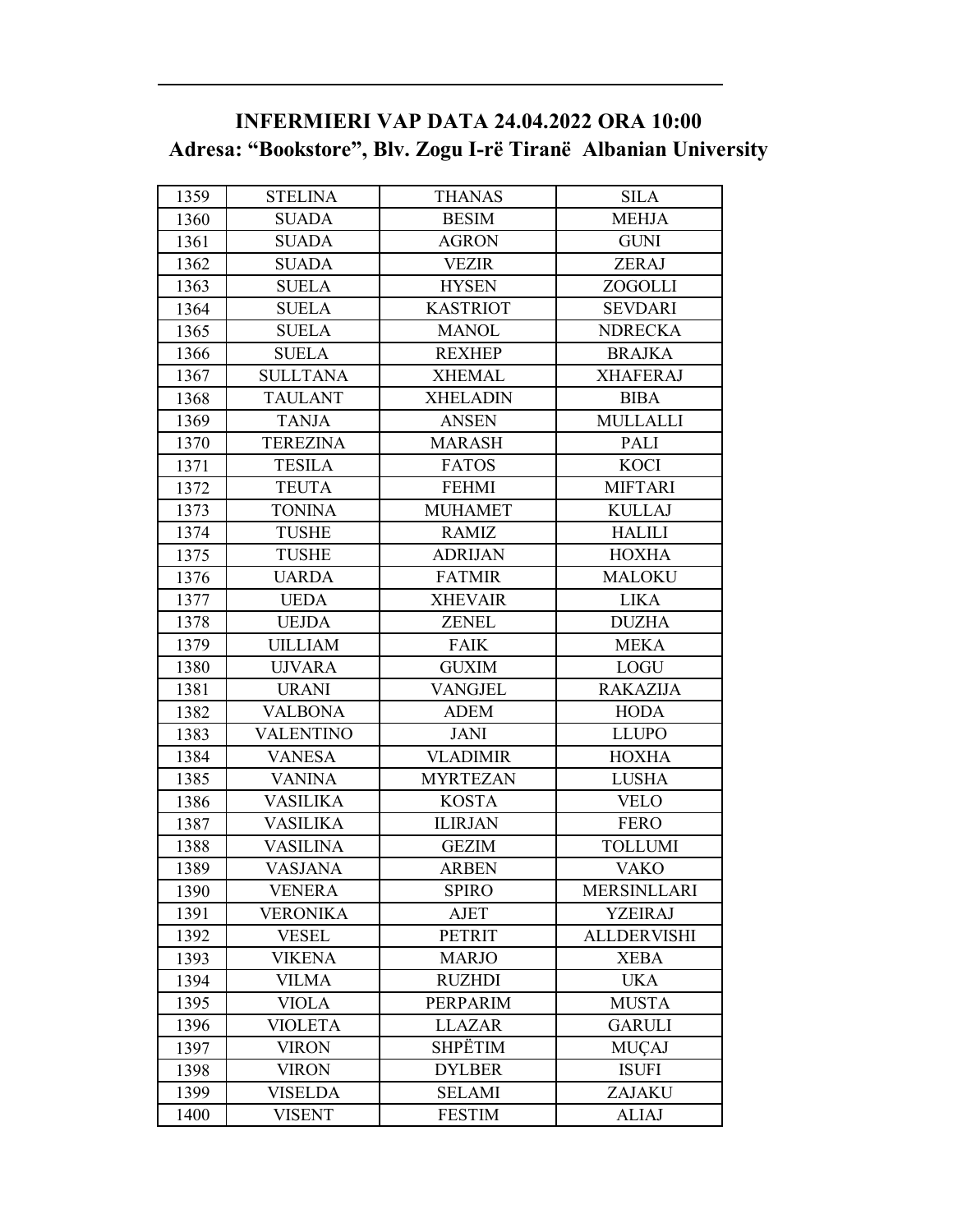## INFERMIERI VAP DATA 24.04.2022 ORA 10:00
## Adresa: "Bookstore", Blv. Zogu I-rë Tiranë Albanian University

| | | | |
|---|---|---|---|
| 1359 | STELINA | THANAS | SILA |
| 1360 | SUADA | BESIM | MEHJA |
| 1361 | SUADA | AGRON | GUNI |
| 1362 | SUADA | VEZIR | ZERAJ |
| 1363 | SUELA | HYSEN | ZOGOLLI |
| 1364 | SUELA | KASTRIOT | SEVDARI |
| 1365 | SUELA | MANOL | NDRECKA |
| 1366 | SUELA | REXHEP | BRAJKA |
| 1367 | SULLTANA | XHEMAL | XHAFERAJ |
| 1368 | TAULANT | XHELADIN | BIBA |
| 1369 | TANJA | ANSEN | MULLALLI |
| 1370 | TEREZINA | MARASH | PALI |
| 1371 | TESILA | FATOS | KOCI |
| 1372 | TEUTA | FEHMI | MIFTARI |
| 1373 | TONINA | MUHAMET | KULLAJ |
| 1374 | TUSHE | RAMIZ | HALILI |
| 1375 | TUSHE | ADRIJAN | HOXHA |
| 1376 | UARDA | FATMIR | MALOKU |
| 1377 | UEDA | XHEVAIR | LIKA |
| 1378 | UEJDA | ZENEL | DUZHA |
| 1379 | UILLIAM | FAIK | MEKA |
| 1380 | UJVARA | GUXIM | LOGU |
| 1381 | URANI | VANGJEL | RAKAZIJA |
| 1382 | VALBONA | ADEM | HODA |
| 1383 | VALENTINO | JANI | LLUPO |
| 1384 | VANESA | VLADIMIR | HOXHA |
| 1385 | VANINA | MYRTEZAN | LUSHA |
| 1386 | VASILIKA | KOSTA | VELO |
| 1387 | VASILIKA | ILIRJAN | FERO |
| 1388 | VASILINA | GEZIM | TOLLUMI |
| 1389 | VASJANA | ARBEN | VAKO |
| 1390 | VENERA | SPIRO | MERSINLLARI |
| 1391 | VERONIKA | AJET | YZEIRAJ |
| 1392 | VESEL | PETRIT | ALLDERVISHI |
| 1393 | VIKENA | MARJO | XEBA |
| 1394 | VILMA | RUZHDI | UKA |
| 1395 | VIOLA | PERPARIM | MUSTA |
| 1396 | VIOLETA | LLAZAR | GARULI |
| 1397 | VIRON | SHPËTIM | MUÇAJ |
| 1398 | VIRON | DYLBER | ISUFI |
| 1399 | VISELDA | SELAMI | ZAJAKU |
| 1400 | VISENT | FESTIM | ALIAJ |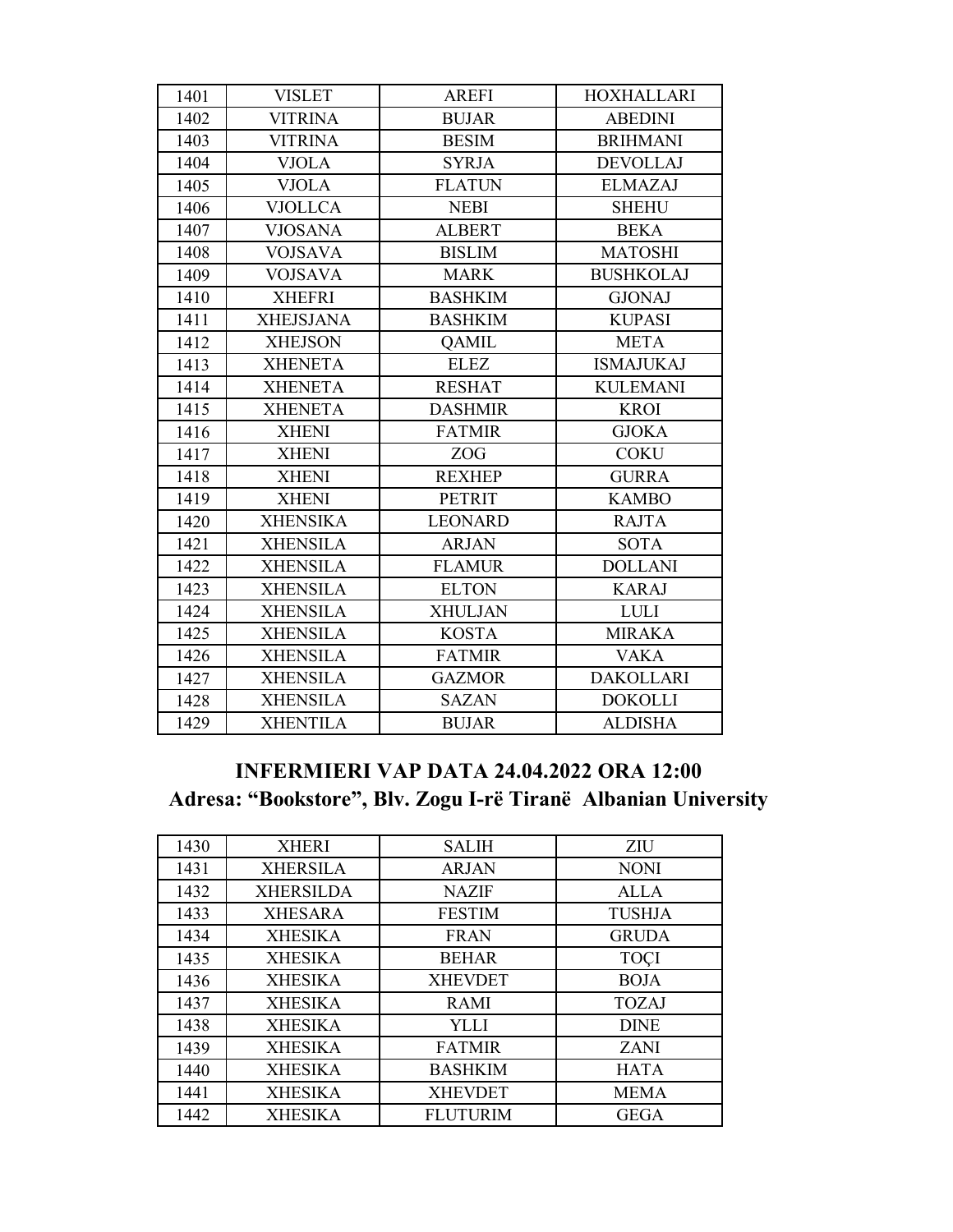| 1401 | VISLET | AREFI | HOXHALLARI |
|---|---|---|---|
| 1402 | VITRINA | BUJAR | ABEDINI |
| 1403 | VITRINA | BESIM | BRIHMANI |
| 1404 | VJOLA | SYRJA | DEVOLLAJ |
| 1405 | VJOLA | FLATUN | ELMAZAJ |
| 1406 | VJOLLCA | NEBI | SHEHU |
| 1407 | VJOSANA | ALBERT | BEKA |
| 1408 | VOJSAVA | BISLIM | MATOSHI |
| 1409 | VOJSAVA | MARK | BUSHKOLAJ |
| 1410 | XHEFRI | BASHKIM | GJONAJ |
| 1411 | XHEJSJANA | BASHKIM | KUPASI |
| 1412 | XHEJSON | QAMIL | META |
| 1413 | XHENETA | ELEZ | ISMAJUKAJ |
| 1414 | XHENETA | RESHAT | KULEMANI |
| 1415 | XHENETA | DASHMIR | KROI |
| 1416 | XHENI | FATMIR | GJOKA |
| 1417 | XHENI | ZOG | COKU |
| 1418 | XHENI | REXHEP | GURRA |
| 1419 | XHENI | PETRIT | KAMBO |
| 1420 | XHENSIKA | LEONARD | RAJTA |
| 1421 | XHENSILA | ARJAN | SOTA |
| 1422 | XHENSILA | FLAMUR | DOLLANI |
| 1423 | XHENSILA | ELTON | KARAJ |
| 1424 | XHENSILA | XHULJAN | LULI |
| 1425 | XHENSILA | KOSTA | MIRAKA |
| 1426 | XHENSILA | FATMIR | VAKA |
| 1427 | XHENSILA | GAZMOR | DAKOLLARI |
| 1428 | XHENSILA | SAZAN | DOKOLLI |
| 1429 | XHENTILA | BUJAR | ALDISHA |

## INFERMIERI VAP DATA 24.04.2022 ORA 12:00

## Adresa: "Bookstore", Blv. Zogu I-rë Tiranë Albanian University

| 1430 | XHERI | SALIH | ZIU |
|---|---|---|---|
| 1431 | XHERSILA | ARJAN | NONI |
| 1432 | XHERSILDA | NAZIF | ALLA |
| 1433 | XHESARA | FESTIM | TUSHJA |
| 1434 | XHESIKA | FRAN | GRUDA |
| 1435 | XHESIKA | BEHAR | TOÇI |
| 1436 | XHESIKA | XHEVDET | BOJA |
| 1437 | XHESIKA | RAMI | TOZAJ |
| 1438 | XHESIKA | YLLI | DINE |
| 1439 | XHESIKA | FATMIR | ZANI |
| 1440 | XHESIKA | BASHKIM | HATA |
| 1441 | XHESIKA | XHEVDET | MEMA |
| 1442 | XHESIKA | FLUTURIM | GEGA |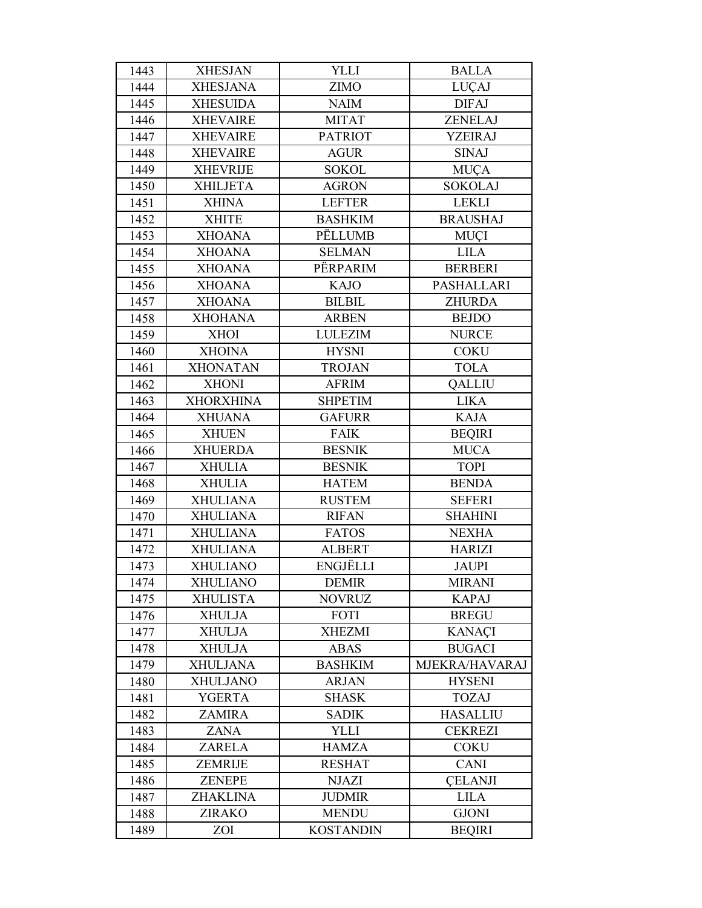| 1443 | XHESJAN | YLLI | BALLA |
|---|---|---|---|
| 1444 | XHESJANA | ZIMO | LUÇAJ |
| 1445 | XHESUIDA | NAIM | DIFAJ |
| 1446 | XHEVAIRE | MITAT | ZENELAJ |
| 1447 | XHEVAIRE | PATRIOT | YZEIRAJ |
| 1448 | XHEVAIRE | AGUR | SINAJ |
| 1449 | XHEVRIJE | SOKOL | MUÇA |
| 1450 | XHILJETA | AGRON | SOKOLAJ |
| 1451 | XHINA | LEFTER | LEKLI |
| 1452 | XHITE | BASHKIM | BRAUSHAJ |
| 1453 | XHOANA | PËLLUMB | MUÇI |
| 1454 | XHOANA | SELMAN | LILA |
| 1455 | XHOANA | PËRPARIM | BERBERI |
| 1456 | XHOANA | KAJO | PASHALLARI |
| 1457 | XHOANA | BILBIL | ZHURDA |
| 1458 | XHOHANA | ARBEN | BEJDO |
| 1459 | XHOI | LULEZIM | NURCE |
| 1460 | XHOINA | HYSNI | COKU |
| 1461 | XHONATAN | TROJAN | TOLA |
| 1462 | XHONI | AFRIM | QALLIU |
| 1463 | XHORXHINA | SHPETIM | LIKA |
| 1464 | XHUANA | GAFURR | KAJA |
| 1465 | XHUEN | FAIK | BEQIRI |
| 1466 | XHUERDA | BESNIK | MUCA |
| 1467 | XHULIA | BESNIK | TOPI |
| 1468 | XHULIA | HATEM | BENDA |
| 1469 | XHULIANA | RUSTEM | SEFERI |
| 1470 | XHULIANA | RIFAN | SHAHINI |
| 1471 | XHULIANA | FATOS | NEXHA |
| 1472 | XHULIANA | ALBERT | HARIZI |
| 1473 | XHULIANO | ENGJËLLI | JAUPI |
| 1474 | XHULIANO | DEMIR | MIRANI |
| 1475 | XHULISTA | NOVRUZ | KAPAJ |
| 1476 | XHULJA | FOTI | BREGU |
| 1477 | XHULJA | XHEZMI | KANAÇI |
| 1478 | XHULJA | ABAS | BUGACI |
| 1479 | XHULJANA | BASHKIM | MJEKRA/HAVARAJ |
| 1480 | XHULJANO | ARJAN | HYSENI |
| 1481 | YGERTA | SHASK | TOZAJ |
| 1482 | ZAMIRA | SADIK | HASALLIU |
| 1483 | ZANA | YLLI | CEKREZI |
| 1484 | ZARELA | HAMZA | COKU |
| 1485 | ZEMRIJE | RESHAT | CANI |
| 1486 | ZENEPE | NJAZI | ÇELANJI |
| 1487 | ZHAKLINA | JUDMIR | LILA |
| 1488 | ZIRAKO | MENDU | GJONI |
| 1489 | ZOI | KOSTANDIN | BEQIRI |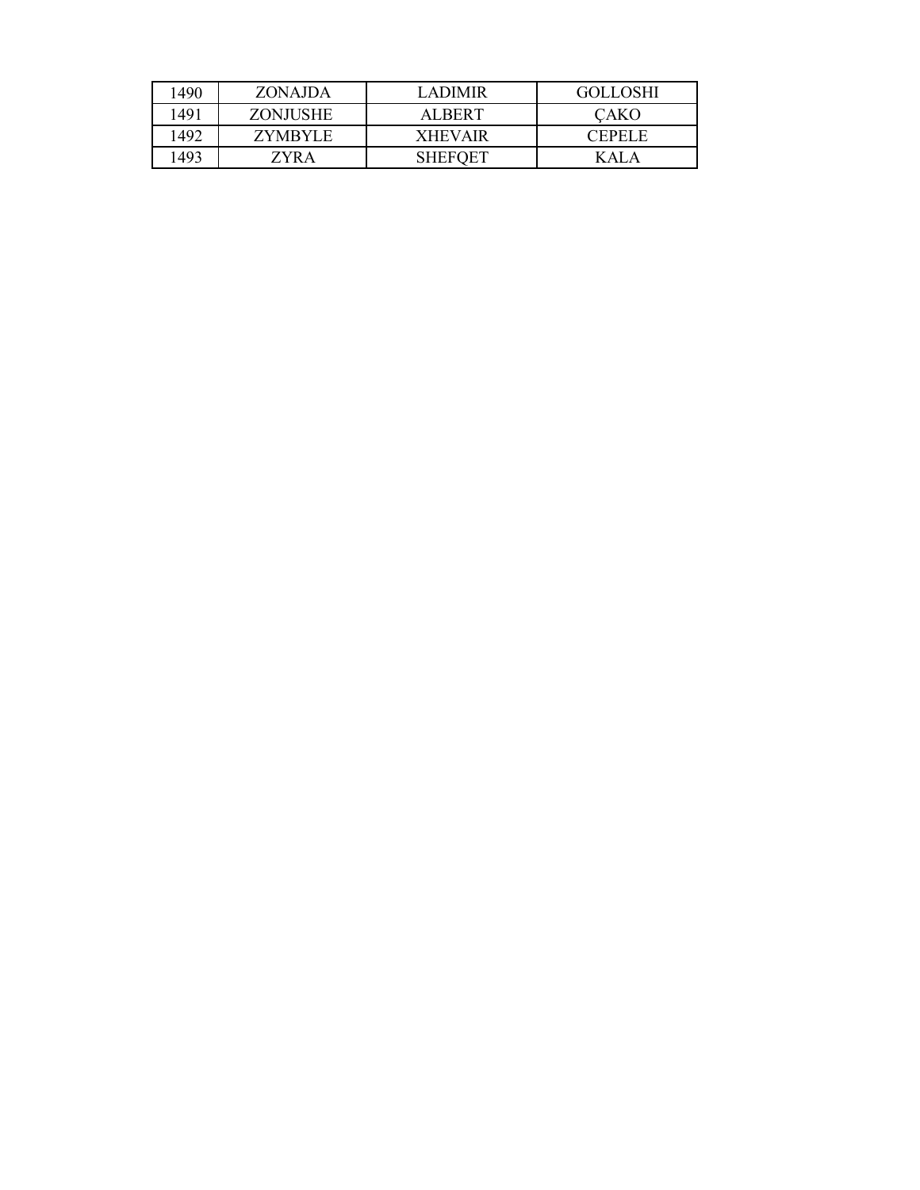| | | | |
|---|---|---|---|
| 1490 | ZONAJDA | LADIMIR | GOLLOSHI |
| 1491 | ZONJUSHE | ALBERT | ÇAKO |
| 1492 | ZYMBYLE | XHEVAIR | CEPELE |
| 1493 | ZYRA | SHEFQET | KALA |